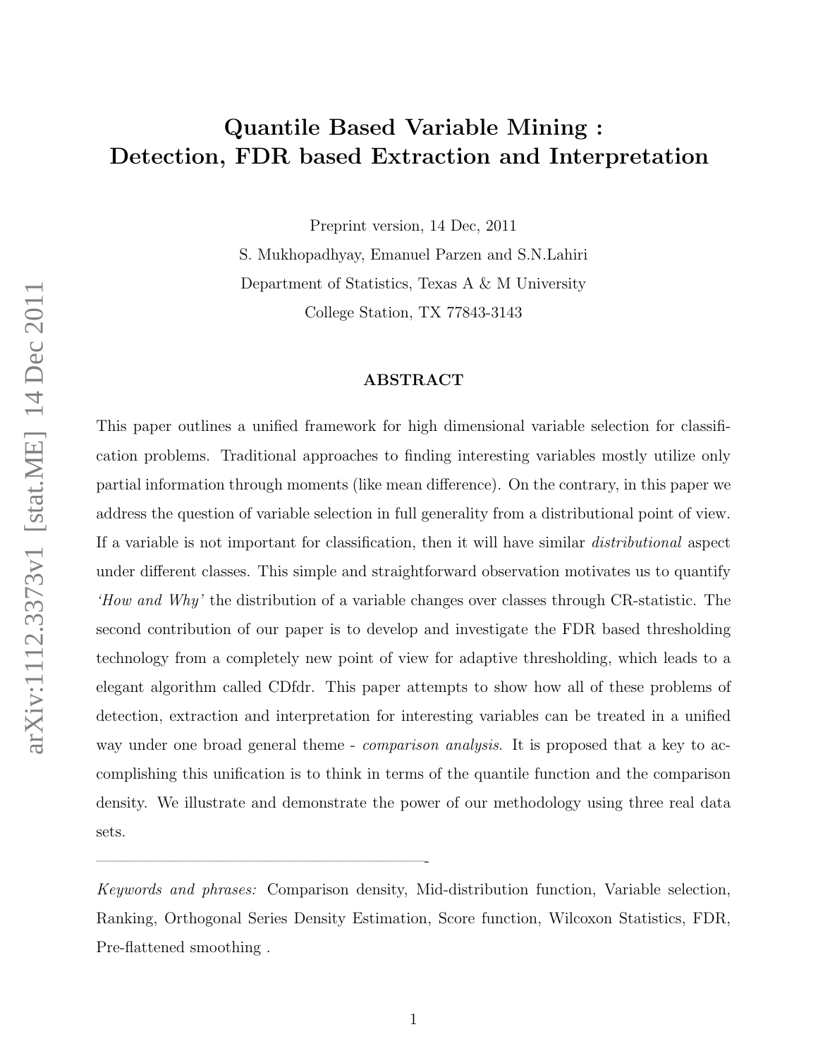# Quantile Based Variable Mining : Detection, FDR based Extraction and Interpretation

Preprint version, 14 Dec, 2011

S. Mukhopadhyay, Emanuel Parzen and S.N.Lahiri

Department of Statistics, Texas A & M University

College Station, TX 77843-3143

## ABSTRACT

This paper outlines a unified framework for high dimensional variable selection for classification problems. Traditional approaches to finding interesting variables mostly utilize only partial information through moments (like mean difference). On the contrary, in this paper we address the question of variable selection in full generality from a distributional point of view. If a variable is not important for classification, then it will have similar *distributional* aspect under different classes. This simple and straightforward observation motivates us to quantify *'How and Why'* the distribution of a variable changes over classes through CR-statistic. The second contribution of our paper is to develop and investigate the FDR based thresholding technology from a completely new point of view for adaptive thresholding, which leads to a elegant algorithm called CDfdr. This paper attempts to show how all of these problems of detection, extraction and interpretation for interesting variables can be treated in a unified way under one broad general theme - *comparison analysis*. It is proposed that a key to accomplishing this unification is to think in terms of the quantile function and the comparison density. We illustrate and demonstrate the power of our methodology using three real data sets.

---

*Keywords and phrases:* Comparison density, Mid-distribution function, Variable selection, Ranking, Orthogonal Series Density Estimation, Score function, Wilcoxon Statistics, FDR, Pre-flattened smoothing .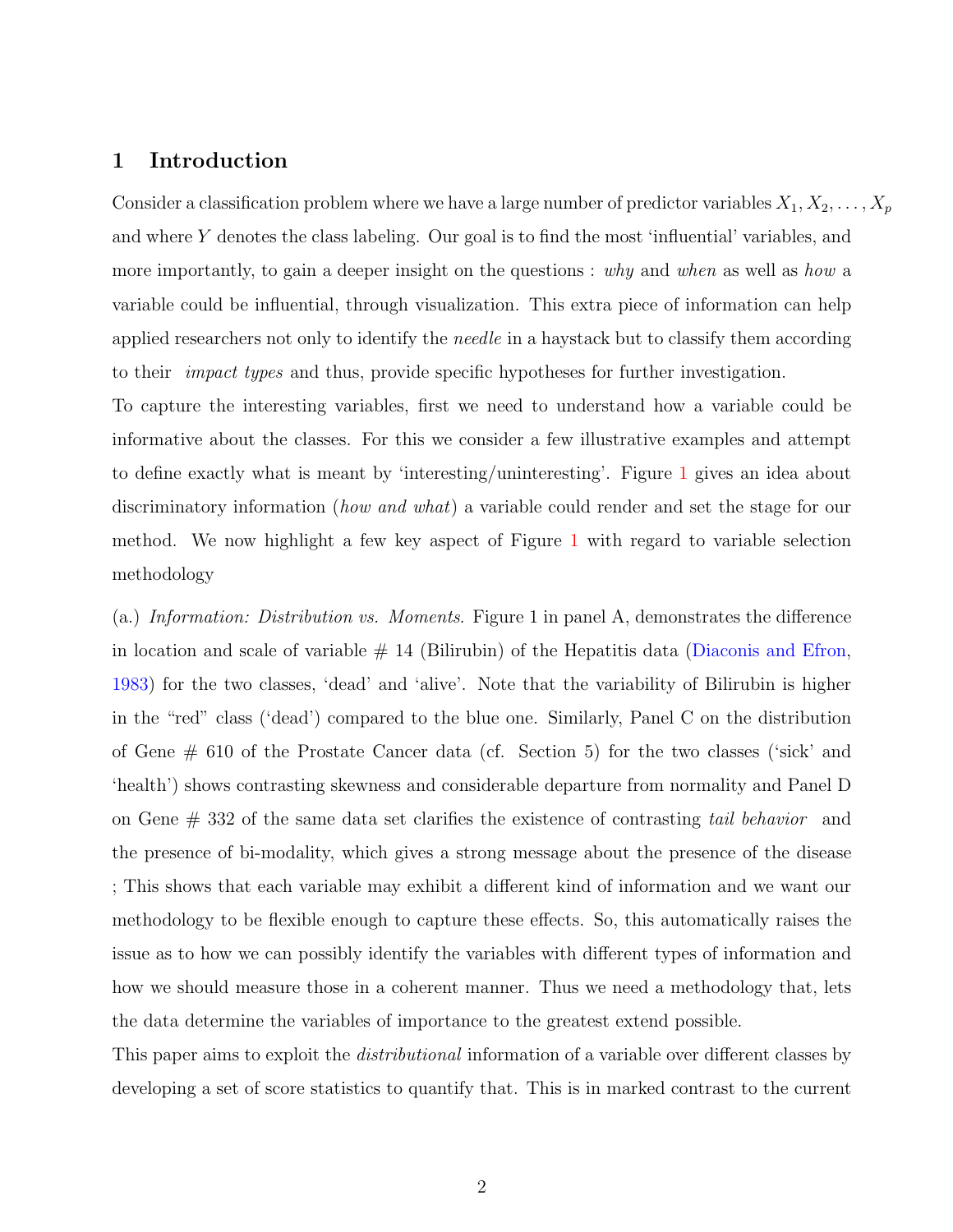## 1 Introduction

Consider a classification problem where we have a large number of predictor variables $X_1, X_2, \ldots, X_p$ and where $Y$ denotes the class labeling. Our goal is to find the most 'influential' variables, and more importantly, to gain a deeper insight on the questions : *why* and *when* as well as *how* a variable could be influential, through visualization. This extra piece of information can help applied researchers not only to identify the *needle* in a haystack but to classify them according to their *impact types* and thus, provide specific hypotheses for further investigation.

To capture the interesting variables, first we need to understand how a variable could be informative about the classes. For this we consider a few illustrative examples and attempt to define exactly what is meant by 'interesting/uninteresting'. Figure 1 gives an idea about discriminatory information (*how and what*) a variable could render and set the stage for our method. We now highlight a few key aspect of Figure 1 with regard to variable selection methodology

(a.) *Information: Distribution vs. Moments*. Figure 1 in panel A, demonstrates the difference in location and scale of variable # 14 (Bilirubin) of the Hepatitis data (Diaconis and Efron, 1983) for the two classes, 'dead' and 'alive'. Note that the variability of Bilirubin is higher in the "red" class ('dead') compared to the blue one. Similarly, Panel C on the distribution of Gene # 610 of the Prostate Cancer data (cf. Section 5) for the two classes ('sick' and 'health') shows contrasting skewness and considerable departure from normality and Panel D on Gene # 332 of the same data set clarifies the existence of contrasting *tail behavior* and the presence of bi-modality, which gives a strong message about the presence of the disease ; This shows that each variable may exhibit a different kind of information and we want our methodology to be flexible enough to capture these effects. So, this automatically raises the issue as to how we can possibly identify the variables with different types of information and how we should measure those in a coherent manner. Thus we need a methodology that, lets the data determine the variables of importance to the greatest extend possible.

This paper aims to exploit the *distributional* information of a variable over different classes by developing a set of score statistics to quantify that. This is in marked contrast to the current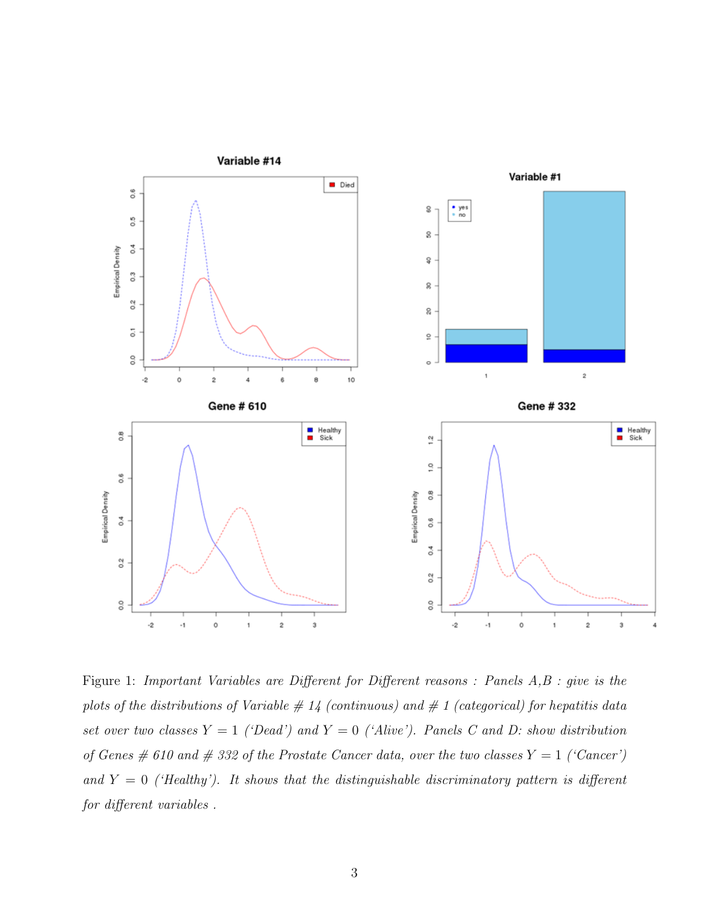Figure 1: *Important Variables are Different for Different reasons : Panels A,B : give is the plots of the distributions of Variable # 14 (continuous) and # 1 (categorical) for hepatitis data set over two classes* $Y = 1$ *('Dead') and* $Y = 0$ *('Alive'). Panels C and D: show distribution of Genes # 610 and # 332 of the Prostate Cancer data, over the two classes* $Y = 1$ *('Cancer') and* $Y = 0$ *('Healthy'). It shows that the distinguishable discriminatory pattern is different for different variables .*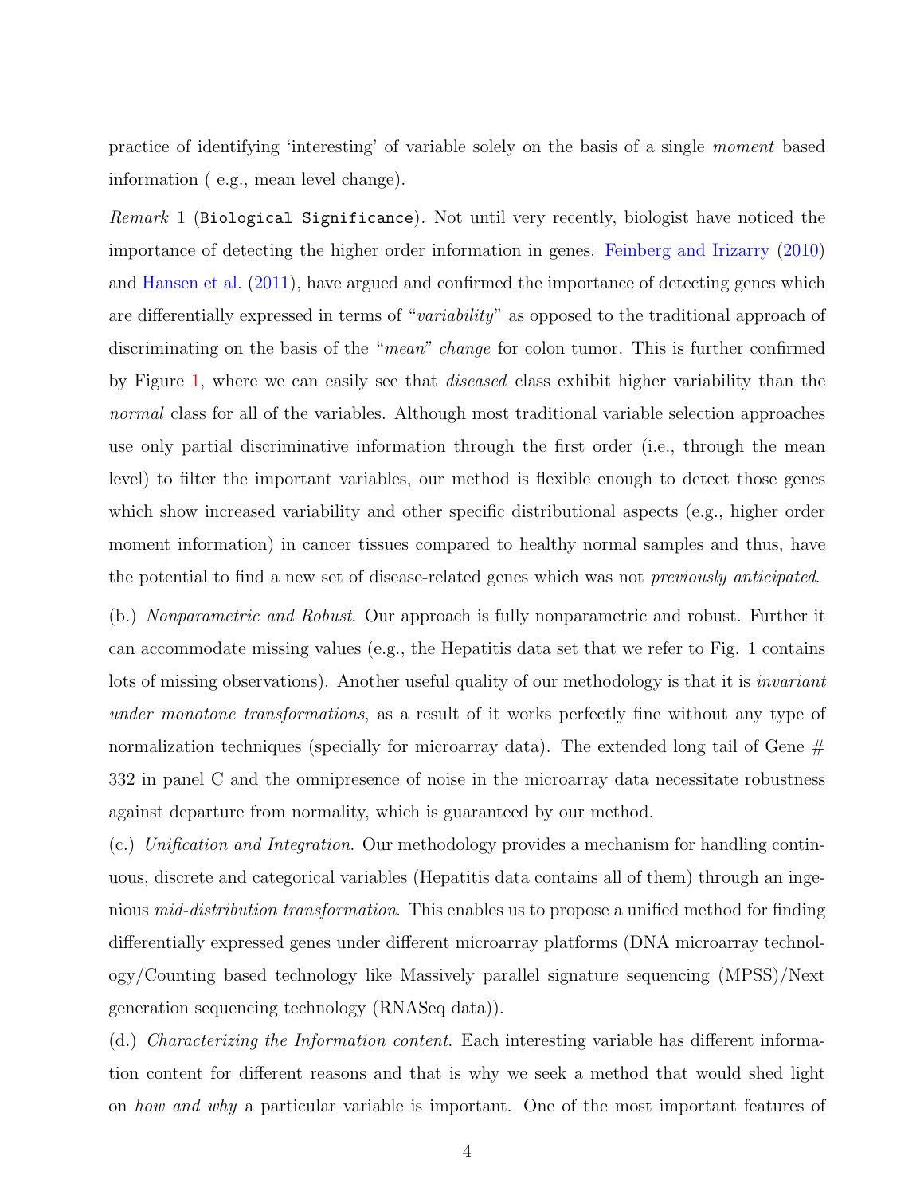practice of identifying 'interesting' of variable solely on the basis of a single *moment* based information ( e.g., mean level change).

*Remark* 1 (`Biological Significance`). Not until very recently, biologist have noticed the importance of detecting the higher order information in genes. Feinberg and Irizarry (2010) and Hansen et al. (2011), have argued and confirmed the importance of detecting genes which are differentially expressed in terms of "*variability*" as opposed to the traditional approach of discriminating on the basis of the "*mean*" *change* for colon tumor. This is further confirmed by Figure 1, where we can easily see that *diseased* class exhibit higher variability than the *normal* class for all of the variables. Although most traditional variable selection approaches use only partial discriminative information through the first order (i.e., through the mean level) to filter the important variables, our method is flexible enough to detect those genes which show increased variability and other specific distributional aspects (e.g., higher order moment information) in cancer tissues compared to healthy normal samples and thus, have the potential to find a new set of disease-related genes which was not *previously anticipated*.

(b.) *Nonparametric and Robust*. Our approach is fully nonparametric and robust. Further it can accommodate missing values (e.g., the Hepatitis data set that we refer to Fig. 1 contains lots of missing observations). Another useful quality of our methodology is that it is *invariant under monotone transformations*, as a result of it works perfectly fine without any type of normalization techniques (specially for microarray data). The extended long tail of Gene # 332 in panel C and the omnipresence of noise in the microarray data necessitate robustness against departure from normality, which is guaranteed by our method.

(c.) *Unification and Integration*. Our methodology provides a mechanism for handling continuous, discrete and categorical variables (Hepatitis data contains all of them) through an ingenious *mid-distribution transformation*. This enables us to propose a unified method for finding differentially expressed genes under different microarray platforms (DNA microarray technology/Counting based technology like Massively parallel signature sequencing (MPSS)/Next generation sequencing technology (RNASeq data)).

(d.) *Characterizing the Information content*. Each interesting variable has different information content for different reasons and that is why we seek a method that would shed light on *how and why* a particular variable is important. One of the most important features of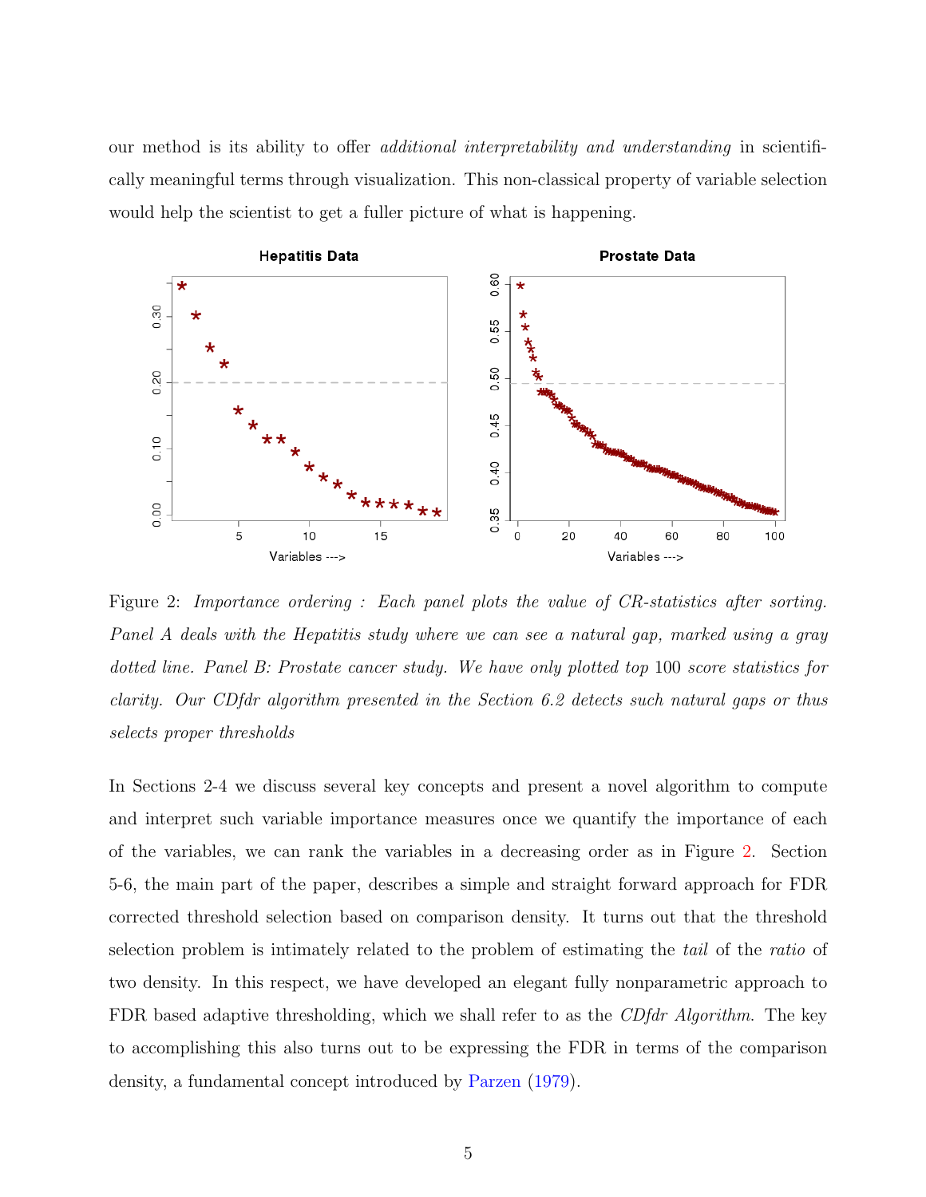our method is its ability to offer *additional interpretability and understanding* in scientifically meaningful terms through visualization. This non-classical property of variable selection would help the scientist to get a fuller picture of what is happening.

Figure 2: *Importance ordering : Each panel plots the value of CR-statistics after sorting. Panel A deals with the Hepatitis study where we can see a natural gap, marked using a gray dotted line. Panel B: Prostate cancer study. We have only plotted top* 100 *score statistics for clarity. Our CDfdr algorithm presented in the Section 6.2 detects such natural gaps or thus selects proper thresholds*

In Sections 2-4 we discuss several key concepts and present a novel algorithm to compute and interpret such variable importance measures once we quantify the importance of each of the variables, we can rank the variables in a decreasing order as in Figure 2. Section 5-6, the main part of the paper, describes a simple and straight forward approach for FDR corrected threshold selection based on comparison density. It turns out that the threshold selection problem is intimately related to the problem of estimating the *tail* of the *ratio* of two density. In this respect, we have developed an elegant fully nonparametric approach to FDR based adaptive thresholding, which we shall refer to as the *CDfdr Algorithm*. The key to accomplishing this also turns out to be expressing the FDR in terms of the comparison density, a fundamental concept introduced by Parzen (1979).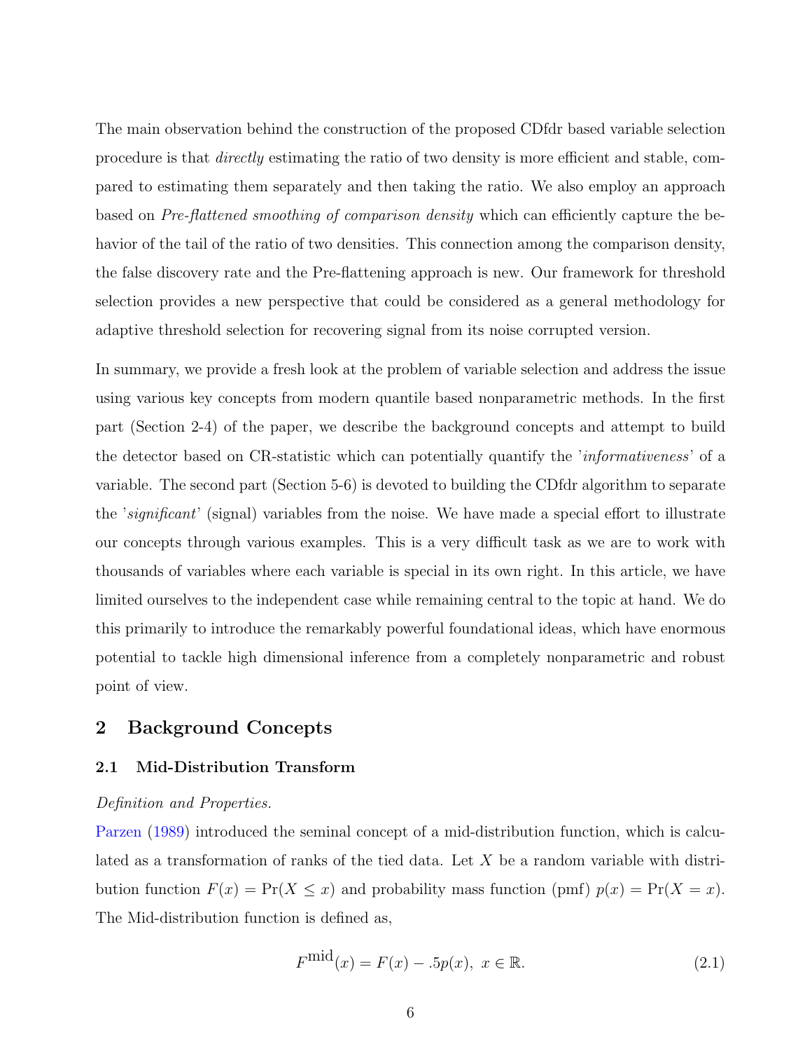The main observation behind the construction of the proposed CDfdr based variable selection procedure is that *directly* estimating the ratio of two density is more efficient and stable, compared to estimating them separately and then taking the ratio. We also employ an approach based on *Pre-flattened smoothing of comparison density* which can efficiently capture the behavior of the tail of the ratio of two densities. This connection among the comparison density, the false discovery rate and the Pre-flattening approach is new. Our framework for threshold selection provides a new perspective that could be considered as a general methodology for adaptive threshold selection for recovering signal from its noise corrupted version.

In summary, we provide a fresh look at the problem of variable selection and address the issue using various key concepts from modern quantile based nonparametric methods. In the first part (Section 2-4) of the paper, we describe the background concepts and attempt to build the detector based on CR-statistic which can potentially quantify the '*informativeness*' of a variable. The second part (Section 5-6) is devoted to building the CDfdr algorithm to separate the '*significant*' (signal) variables from the noise. We have made a special effort to illustrate our concepts through various examples. This is a very difficult task as we are to work with thousands of variables where each variable is special in its own right. In this article, we have limited ourselves to the independent case while remaining central to the topic at hand. We do this primarily to introduce the remarkably powerful foundational ideas, which have enormous potential to tackle high dimensional inference from a completely nonparametric and robust point of view.

## 2 Background Concepts

### 2.1 Mid-Distribution Transform

*Definition and Properties.*

Parzen (1989) introduced the seminal concept of a mid-distribution function, which is calculated as a transformation of ranks of the tied data. Let $X$ be a random variable with distribution function $F(x) = \Pr(X \leq x)$ and probability mass function (pmf) $p(x) = \Pr(X = x)$. The Mid-distribution function is defined as,

$$F^{\text{mid}}(x) = F(x) - .5p(x), \; x \in \mathbb{R}. \tag{2.1}$$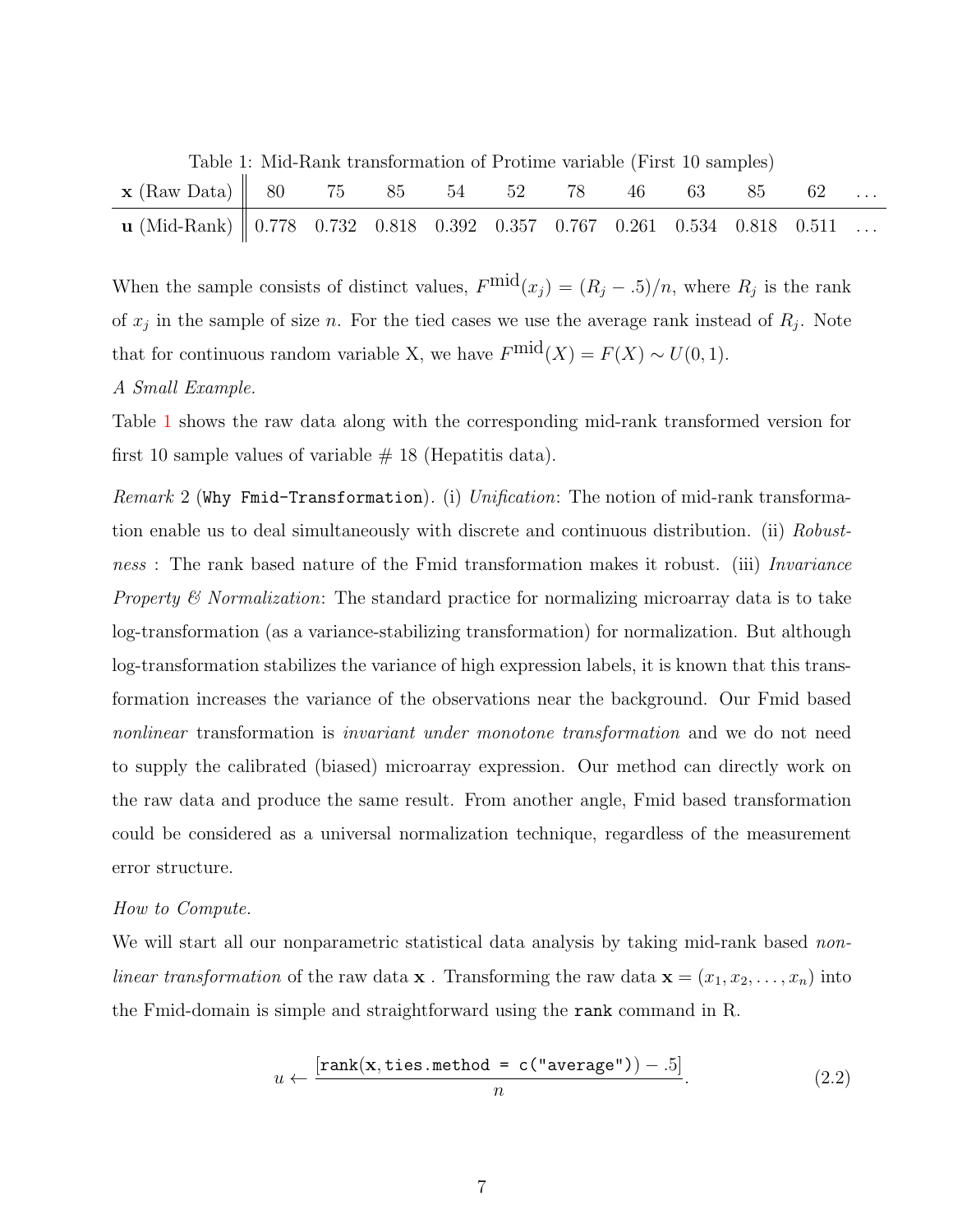Table 1: Mid-Rank transformation of Protime variable (First 10 samples)

| **x** (Raw Data) | 80 | 75 | 85 | 54 | 52 | 78 | 46 | 63 | 85 | 62 | ... |
|---|---|---|---|---|---|---|---|---|---|---|---|
| **u** (Mid-Rank) | 0.778 | 0.732 | 0.818 | 0.392 | 0.357 | 0.767 | 0.261 | 0.534 | 0.818 | 0.511 | ... |

When the sample consists of distinct values, $F^{\text{mid}}(x_j) = (R_j - .5)/n$, where $R_j$ is the rank of $x_j$ in the sample of size $n$. For the tied cases we use the average rank instead of $R_j$. Note that for continuous random variable X, we have $F^{\text{mid}}(X) = F(X) \sim U(0,1)$.

*A Small Example.*

Table 1 shows the raw data along with the corresponding mid-rank transformed version for first 10 sample values of variable # 18 (Hepatitis data).

*Remark* 2 (`Why Fmid-Transformation`). (i) *Unification*: The notion of mid-rank transformation enable us to deal simultaneously with discrete and continuous distribution. (ii) *Robustness* : The rank based nature of the Fmid transformation makes it robust. (iii) *Invariance Property & Normalization*: The standard practice for normalizing microarray data is to take log-transformation (as a variance-stabilizing transformation) for normalization. But although log-transformation stabilizes the variance of high expression labels, it is known that this transformation increases the variance of the observations near the background. Our Fmid based *nonlinear* transformation is *invariant under monotone transformation* and we do not need to supply the calibrated (biased) microarray expression. Our method can directly work on the raw data and produce the same result. From another angle, Fmid based transformation could be considered as a universal normalization technique, regardless of the measurement error structure.

*How to Compute.*

We will start all our nonparametric statistical data analysis by taking mid-rank based *nonlinear transformation* of the raw data $\mathbf{x}$ . Transforming the raw data $\mathbf{x} = (x_1, x_2, \ldots, x_n)$ into the Fmid-domain is simple and straightforward using the `rank` command in R.

$$u \leftarrow \frac{[\texttt{rank}(\mathbf{x}, \texttt{ties.method = c("average")}) - .5]}{n}. \tag{2.2}$$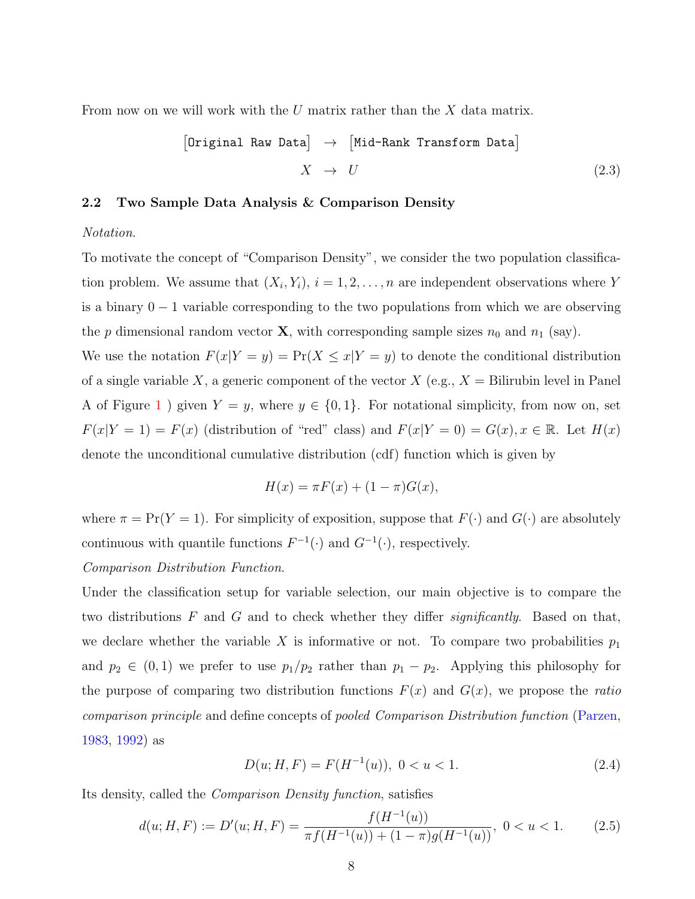From now on we will work with the $U$ matrix rather than the $X$ data matrix.

$$\begin{aligned} \left[\texttt{Original Raw Data}\right] &\rightarrow \left[\texttt{Mid-Rank Transform Data}\right] \\ X &\rightarrow U \end{aligned} \tag{2.3}$$

### 2.2 Two Sample Data Analysis & Comparison Density

*Notation.*

To motivate the concept of "Comparison Density", we consider the two population classification problem. We assume that $(X_i, Y_i)$, $i = 1, 2, \ldots, n$ are independent observations where $Y$ is a binary $0-1$ variable corresponding to the two populations from which we are observing the $p$ dimensional random vector $\mathbf{X}$, with corresponding sample sizes $n_0$ and $n_1$ (say).

We use the notation $F(x|Y = y) = \Pr(X \leq x|Y = y)$ to denote the conditional distribution of a single variable $X$, a generic component of the vector $X$ (e.g., $X$ = Bilirubin level in Panel A of Figure 1 ) given $Y = y$, where $y \in \{0, 1\}$. For notational simplicity, from now on, set $F(x|Y = 1) = F(x)$ (distribution of "red" class) and $F(x|Y = 0) = G(x), x \in \mathbb{R}$. Let $H(x)$ denote the unconditional cumulative distribution (cdf) function which is given by

$$H(x) = \pi F(x) + (1 - \pi)G(x),$$

where $\pi = \Pr(Y = 1)$. For simplicity of exposition, suppose that $F(\cdot)$ and $G(\cdot)$ are absolutely continuous with quantile functions $F^{-1}(\cdot)$ and $G^{-1}(\cdot)$, respectively.

*Comparison Distribution Function.*

Under the classification setup for variable selection, our main objective is to compare the two distributions $F$ and $G$ and to check whether they differ *significantly*. Based on that, we declare whether the variable $X$ is informative or not. To compare two probabilities $p_1$ and $p_2 \in (0, 1)$ we prefer to use $p_1/p_2$ rather than $p_1 - p_2$. Applying this philosophy for the purpose of comparing two distribution functions $F(x)$ and $G(x)$, we propose the *ratio comparison principle* and define concepts of *pooled Comparison Distribution function* (Parzen, 1983, 1992) as

$$D(u; H, F) = F(H^{-1}(u)),\ 0 < u < 1. \tag{2.4}$$

Its density, called the *Comparison Density function*, satisfies

$$d(u; H, F) := D'(u; H, F) = \frac{f(H^{-1}(u))}{\pi f(H^{-1}(u)) + (1 - \pi)g(H^{-1}(u))},\ 0 < u < 1. \tag{2.5}$$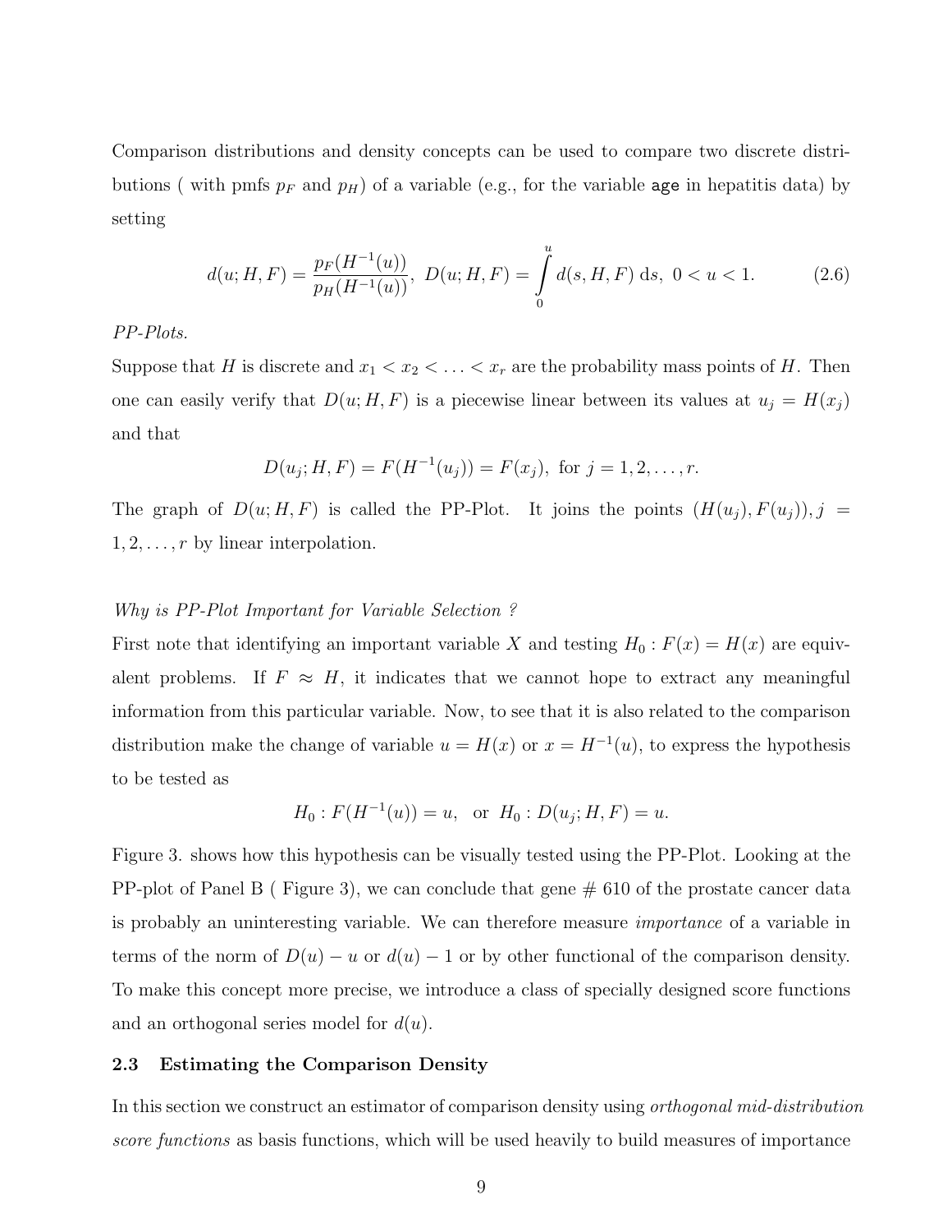Comparison distributions and density concepts can be used to compare two discrete distributions ( with pmfs $p_F$ and $p_H$) of a variable (e.g., for the variable `age` in hepatitis data) by setting

$$d(u; H, F) = \frac{p_F(H^{-1}(u))}{p_H(H^{-1}(u))}, \;\; D(u; H, F) = \int_0^u d(s, H, F) \; \mathrm{d}s, \;\; 0 < u < 1. \tag{2.6}$$

*PP-Plots.*

Suppose that $H$ is discrete and $x_1 < x_2 < \ldots < x_r$ are the probability mass points of $H$. Then one can easily verify that $D(u; H, F)$ is a piecewise linear between its values at $u_j = H(x_j)$ and that

$$D(u_j; H, F) = F(H^{-1}(u_j)) = F(x_j), \text{ for } j = 1, 2, \ldots, r.$$

The graph of $D(u; H, F)$ is called the PP-Plot. It joins the points $(H(u_j), F(u_j)), j = 1, 2, \ldots, r$ by linear interpolation.

*Why is PP-Plot Important for Variable Selection ?*

First note that identifying an important variable $X$ and testing $H_0 : F(x) = H(x)$ are equivalent problems. If $F \approx H$, it indicates that we cannot hope to extract any meaningful information from this particular variable. Now, to see that it is also related to the comparison distribution make the change of variable $u = H(x)$ or $x = H^{-1}(u)$, to express the hypothesis to be tested as

$$H_0 : F(H^{-1}(u)) = u, \;\; \text{or} \;\; H_0 : D(u_j; H, F) = u.$$

Figure 3. shows how this hypothesis can be visually tested using the PP-Plot. Looking at the PP-plot of Panel B ( Figure 3), we can conclude that gene # 610 of the prostate cancer data is probably an uninteresting variable. We can therefore measure *importance* of a variable in terms of the norm of $D(u) - u$ or $d(u) - 1$ or by other functional of the comparison density. To make this concept more precise, we introduce a class of specially designed score functions and an orthogonal series model for $d(u)$.

### 2.3 Estimating the Comparison Density

In this section we construct an estimator of comparison density using *orthogonal mid-distribution score functions* as basis functions, which will be used heavily to build measures of importance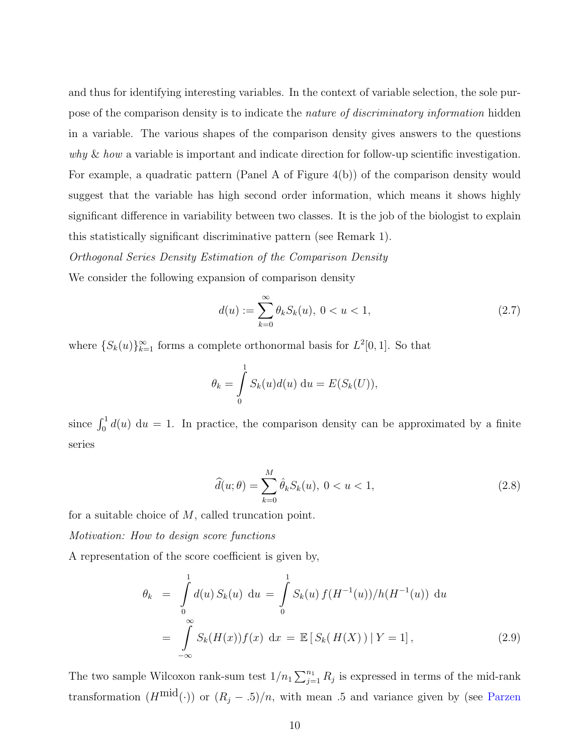and thus for identifying interesting variables. In the context of variable selection, the sole purpose of the comparison density is to indicate the *nature of discriminatory information* hidden in a variable. The various shapes of the comparison density gives answers to the questions *why* & *how* a variable is important and indicate direction for follow-up scientific investigation. For example, a quadratic pattern (Panel A of Figure 4(b)) of the comparison density would suggest that the variable has high second order information, which means it shows highly significant difference in variability between two classes. It is the job of the biologist to explain this statistically significant discriminative pattern (see Remark 1).

*Orthogonal Series Density Estimation of the Comparison Density*

We consider the following expansion of comparison density

$$d(u) := \sum_{k=0}^{\infty} \theta_k S_k(u), \; 0 < u < 1, \tag{2.7}$$

where $\{S_k(u)\}_{k=1}^{\infty}$ forms a complete orthonormal basis for $L^2[0,1]$. So that

$$\theta_k = \int_0^1 S_k(u) d(u) \; \mathrm{d}u = E(S_k(U)),$$

since $\int_0^1 d(u) \; \mathrm{d}u = 1$. In practice, the comparison density can be approximated by a finite series

$$\widehat{d}(u;\theta) = \sum_{k=0}^{M} \hat{\theta}_k S_k(u), \; 0 < u < 1, \tag{2.8}$$

for a suitable choice of $M$, called truncation point.

*Motivation: How to design score functions*

A representation of the score coefficient is given by,

$$\begin{aligned}
\theta_k &= \int_0^1 d(u)\, S_k(u) \; \mathrm{d}u \;=\; \int_0^1 S_k(u)\, f(H^{-1}(u))/h(H^{-1}(u)) \; \mathrm{d}u \\
&= \int_{-\infty}^{\infty} S_k(H(x)) f(x) \; \mathrm{d}x \;=\; \mathbb{E}\left[\, S_k(\, H(X)\,) \,|\, Y = 1\right],
\end{aligned} \tag{2.9}$$

The two sample Wilcoxon rank-sum test $1/n_1 \sum_{j=1}^{n_1} R_j$ is expressed in terms of the mid-rank transformation ($H^{\text{mid}}(\cdot)$) or $(R_j - .5)/n$, with mean .5 and variance given by (see Parzen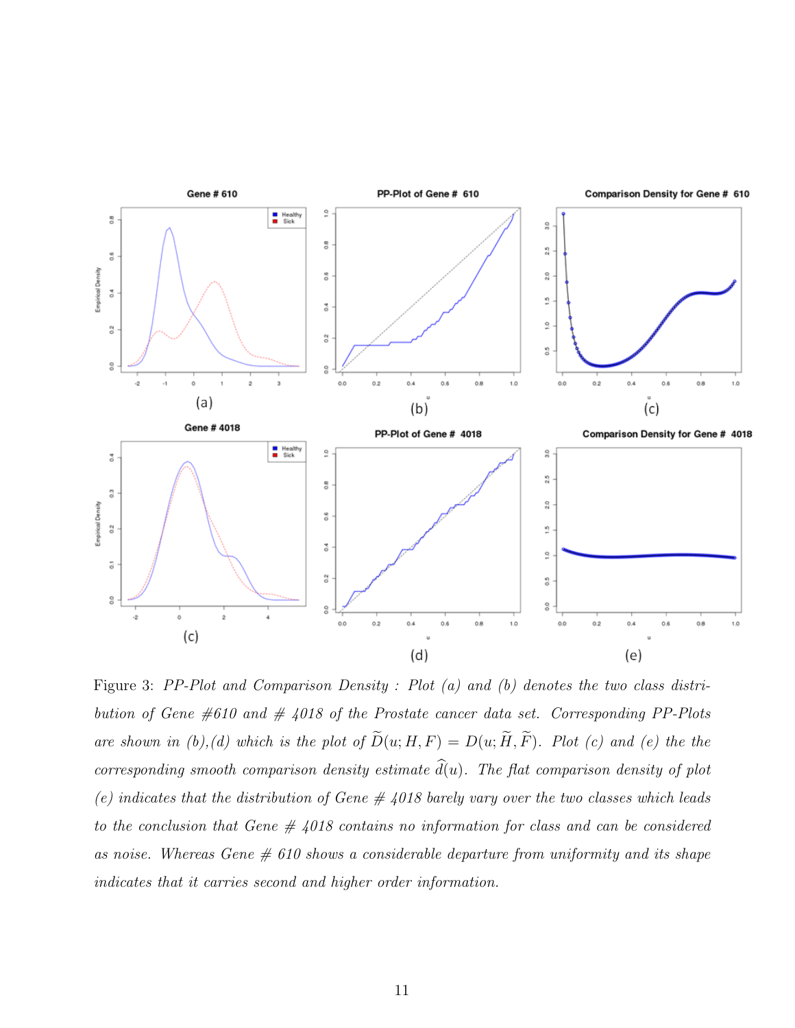Figure 3: *PP-Plot and Comparison Density : Plot (a) and (b) denotes the two class distribution of Gene #610 and # 4018 of the Prostate cancer data set. Corresponding PP-Plots are shown in (b),(d) which is the plot of* $\widetilde{D}(u; H, F) = D(u; \widetilde{H}, \widetilde{F})$. *Plot (c) and (e) the the corresponding smooth comparison density estimate* $\widehat{d}(u)$. *The flat comparison density of plot (e) indicates that the distribution of Gene # 4018 barely vary over the two classes which leads to the conclusion that Gene # 4018 contains no information for class and can be considered as noise. Whereas Gene # 610 shows a considerable departure from uniformity and its shape indicates that it carries second and higher order information.*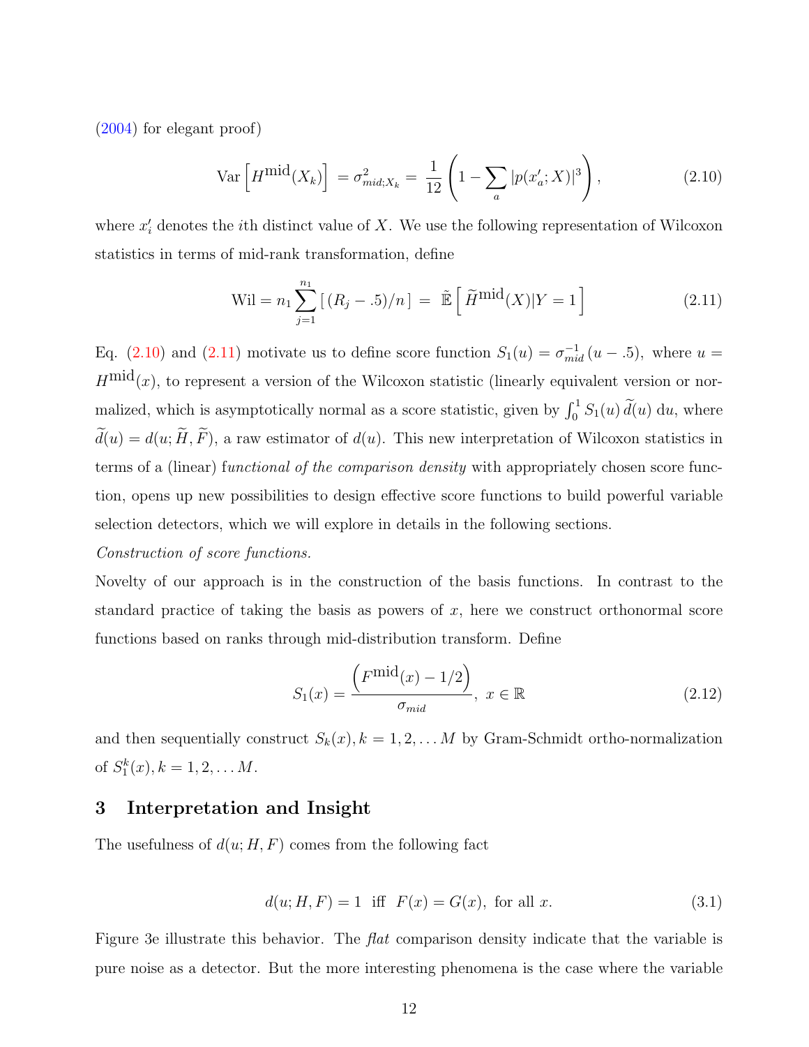(2004) for elegant proof)

$$\text{Var}\left[H^{\text{mid}}(X_k)\right] = \sigma^2_{mid;X_k} = \frac{1}{12}\left(1 - \sum_a |p(x'_a;X)|^3\right), \tag{2.10}$$

where $x'_i$ denotes the $i$th distinct value of $X$. We use the following representation of Wilcoxon statistics in terms of mid-rank transformation, define

$$\text{Wil} = n_1 \sum_{j=1}^{n_1} \left[ (R_j - .5)/n \right] = \tilde{\mathbb{E}}\left[ \widetilde{H}^{\text{mid}}(X) | Y = 1 \right] \tag{2.11}$$

Eq. (2.10) and (2.11) motivate us to define score function $S_1(u) = \sigma^{-1}_{mid}\,(u - .5)$, where $u = H^{\text{mid}}(x)$, to represent a version of the Wilcoxon statistic (linearly equivalent version or normalized, which is asymptotically normal as a score statistic, given by $\int_0^1 S_1(u)\,\widetilde{d}(u)\,\mathrm{d}u$, where $\widetilde{d}(u) = d(u;\widetilde{H},\widetilde{F})$, a raw estimator of $d(u)$. This new interpretation of Wilcoxon statistics in terms of a (linear) f*unctional of the comparison density* with appropriately chosen score function, opens up new possibilities to design effective score functions to build powerful variable selection detectors, which we will explore in details in the following sections.

*Construction of score functions.*

Novelty of our approach is in the construction of the basis functions. In contrast to the standard practice of taking the basis as powers of $x$, here we construct orthonormal score functions based on ranks through mid-distribution transform. Define

$$S_1(x) = \frac{\left(F^{\text{mid}}(x) - 1/2\right)}{\sigma_{mid}},\ x \in \mathbb{R} \tag{2.12}$$

and then sequentially construct $S_k(x), k = 1, 2, \ldots M$ by Gram-Schmidt ortho-normalization of $S_1^k(x), k = 1, 2, \ldots M$.

## 3 Interpretation and Insight

The usefulness of $d(u;H,F)$ comes from the following fact

$$d(u;H,F) = 1 \ \text{ iff } \ F(x) = G(x), \text{ for all } x. \tag{3.1}$$

Figure 3e illustrate this behavior. The *flat* comparison density indicate that the variable is pure noise as a detector. But the more interesting phenomena is the case where the variable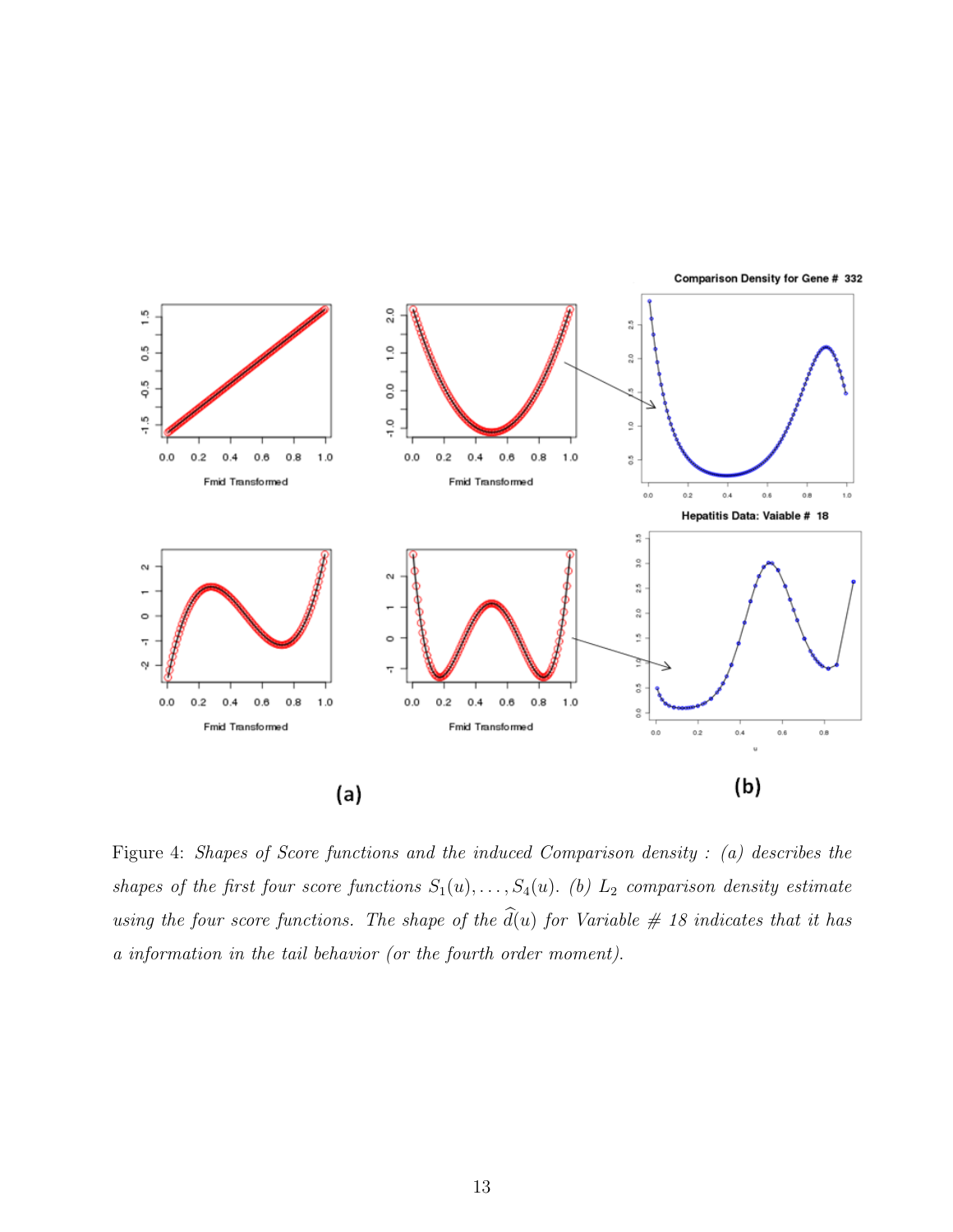Figure 4: *Shapes of Score functions and the induced Comparison density : (a) describes the shapes of the first four score functions $S_1(u), \ldots, S_4(u)$. (b) $L_2$ comparison density estimate using the four score functions. The shape of the $\widehat{d}(u)$ for Variable # 18 indicates that it has a information in the tail behavior (or the fourth order moment).*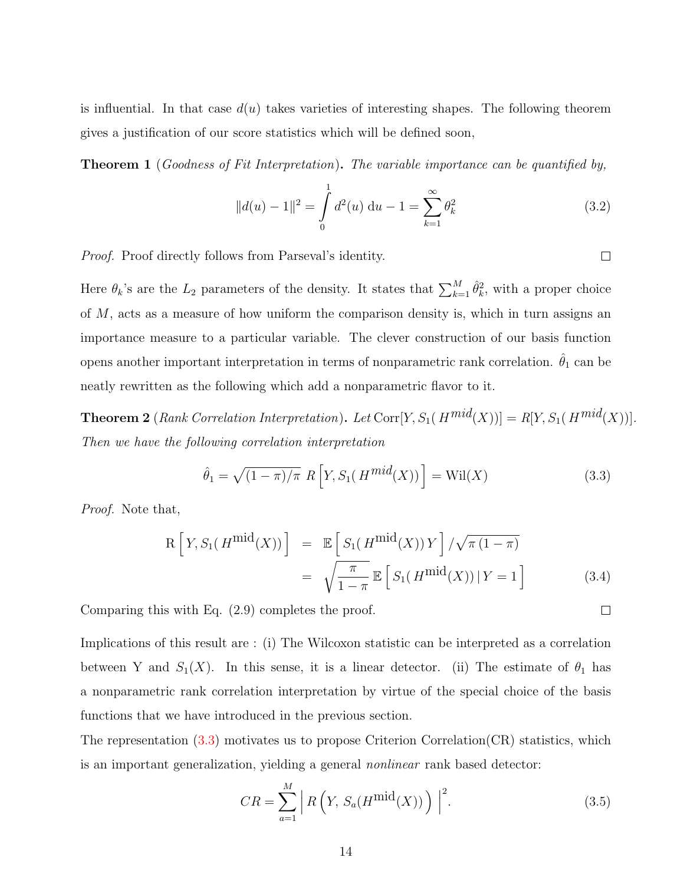is influential. In that case $d(u)$ takes varieties of interesting shapes. The following theorem gives a justification of our score statistics which will be defined soon,

**Theorem 1** (*Goodness of Fit Interpretation*)**.** *The variable importance can be quantified by,*

$$\|d(u) - 1\|^2 = \int_0^1 d^2(u)\, \mathrm{d}u - 1 = \sum_{k=1}^{\infty} \theta_k^2 \tag{3.2}$$

*Proof.* Proof directly follows from Parseval's identity. □

Here $\theta_k$'s are the $L_2$ parameters of the density. It states that $\sum_{k=1}^{M} \hat{\theta}_k^2$, with a proper choice of $M$, acts as a measure of how uniform the comparison density is, which in turn assigns an importance measure to a particular variable. The clever construction of our basis function opens another important interpretation in terms of nonparametric rank correlation. $\hat{\theta}_1$ can be neatly rewritten as the following which add a nonparametric flavor to it.

**Theorem 2** (*Rank Correlation Interpretation*)**.** *Let* $\mathrm{Corr}[Y, S_1(H^{mid}(X))] = R[Y, S_1(H^{mid}(X))]$. *Then we have the following correlation interpretation*

$$\hat{\theta}_1 = \sqrt{(1-\pi)/\pi}\; R\left[Y, S_1(H^{mid}(X))\right] = \mathrm{Wil}(X) \tag{3.3}$$

*Proof.* Note that,

$$\begin{aligned} \mathrm{R}\left[Y, S_1(H^{\mathrm{mid}}(X))\right] &= \mathbb{E}\left[S_1(H^{\mathrm{mid}}(X))\, Y\right] / \sqrt{\pi\,(1-\pi)} \\ &= \sqrt{\frac{\pi}{1-\pi}}\, \mathbb{E}\left[S_1(H^{\mathrm{mid}}(X))\,|\, Y = 1\right] \end{aligned} \tag{3.4}$$

Comparing this with Eq. (2.9) completes the proof. □

Implications of this result are : (i) The Wilcoxon statistic can be interpreted as a correlation between Y and $S_1(X)$. In this sense, it is a linear detector. (ii) The estimate of $\theta_1$ has a nonparametric rank correlation interpretation by virtue of the special choice of the basis functions that we have introduced in the previous section.

The representation (3.3) motivates us to propose Criterion Correlation(CR) statistics, which is an important generalization, yielding a general *nonlinear* rank based detector:

$$CR = \sum_{a=1}^{M} \left| R\left(Y,\, S_a(H^{\mathrm{mid}}(X))\right) \right|^2. \tag{3.5}$$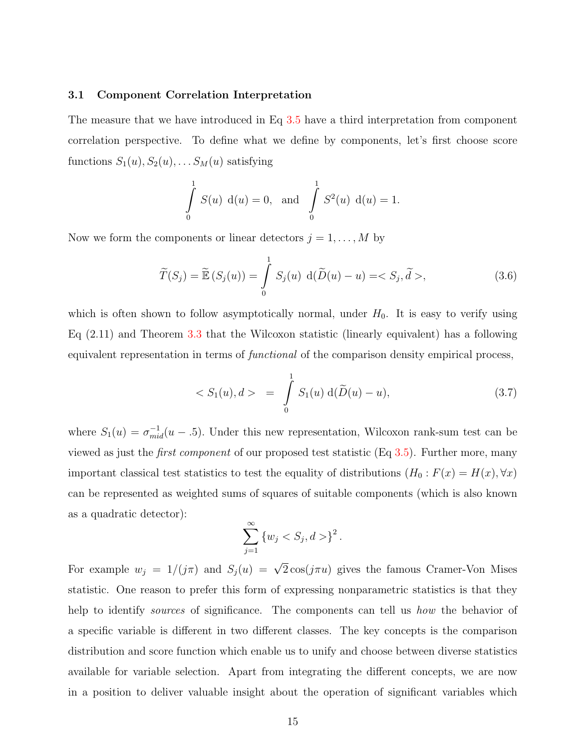### 3.1 Component Correlation Interpretation

The measure that we have introduced in Eq 3.5 have a third interpretation from component correlation perspective. To define what we define by components, let's first choose score functions $S_1(u), S_2(u), \ldots S_M(u)$ satisfying

$$\int_0^1 S(u)\ \mathrm{d}(u) = 0, \quad \text{and} \quad \int_0^1 S^2(u)\ \mathrm{d}(u) = 1.$$

Now we form the components or linear detectors $j = 1, \ldots, M$ by

$$\widetilde{T}(S_j) = \widetilde{\mathbb{E}}\left(S_j(u)\right) = \int_0^1 S_j(u)\ \mathrm{d}(\widetilde{D}(u) - u) = < S_j, \widetilde{d} >, \tag{3.6}$$

which is often shown to follow asymptotically normal, under $H_0$. It is easy to verify using Eq (2.11) and Theorem 3.3 that the Wilcoxon statistic (linearly equivalent) has a following equivalent representation in terms of *functional* of the comparison density empirical process,

$$< S_1(u), d > \ = \ \int_0^1 S_1(u)\ \mathrm{d}(\widetilde{D}(u) - u), \tag{3.7}$$

where $S_1(u) = \sigma_{mid}^{-1}(u - .5)$. Under this new representation, Wilcoxon rank-sum test can be viewed as just the *first component* of our proposed test statistic (Eq 3.5). Further more, many important classical test statistics to test the equality of distributions ($H_0 : F(x) = H(x), \forall x$) can be represented as weighted sums of squares of suitable components (which is also known as a quadratic detector):

$$\sum_{j=1}^{\infty} \left\{ w_j < S_j, d > \right\}^2.$$

For example $w_j = 1/(j\pi)$ and $S_j(u) = \sqrt{2}\cos(j\pi u)$ gives the famous Cramer-Von Mises statistic. One reason to prefer this form of expressing nonparametric statistics is that they help to identify *sources* of significance. The components can tell us *how* the behavior of a specific variable is different in two different classes. The key concepts is the comparison distribution and score function which enable us to unify and choose between diverse statistics available for variable selection. Apart from integrating the different concepts, we are now in a position to deliver valuable insight about the operation of significant variables which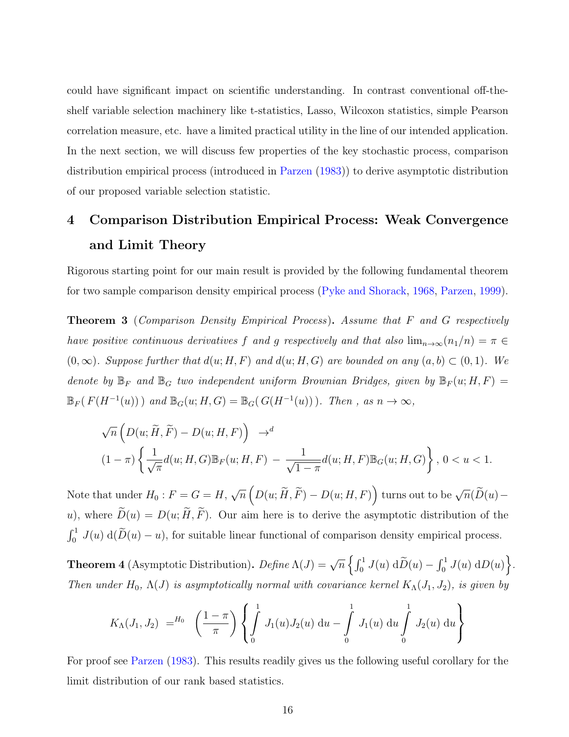could have significant impact on scientific understanding. In contrast conventional off-the-shelf variable selection machinery like t-statistics, Lasso, Wilcoxon statistics, simple Pearson correlation measure, etc. have a limited practical utility in the line of our intended application. In the next section, we will discuss few properties of the key stochastic process, comparison distribution empirical process (introduced in Parzen (1983)) to derive asymptotic distribution of our proposed variable selection statistic.

# 4 Comparison Distribution Empirical Process: Weak Convergence and Limit Theory

Rigorous starting point for our main result is provided by the following fundamental theorem for two sample comparison density empirical process (Pyke and Shorack, 1968, Parzen, 1999).

**Theorem 3** (*Comparison Density Empirical Process*)**.** *Assume that $F$ and $G$ respectively have positive continuous derivatives $f$ and $g$ respectively and that also $\lim_{n\to\infty}(n_1/n) = \pi \in (0,\infty)$. Suppose further that $d(u;H,F)$ and $d(u;H,G)$ are bounded on any $(a,b) \subset (0,1)$. We denote by $\mathbb{B}_F$ and $\mathbb{B}_G$ two independent uniform Brownian Bridges, given by $\mathbb{B}_F(u;H,F) = \mathbb{B}_F(\,F(H^{-1}(u))\,)$ and $\mathbb{B}_G(u;H,G) = \mathbb{B}_G(\,G(H^{-1}(u))\,)$. Then , as $n \to \infty$,*

$$
\sqrt{n}\left(D(u;\widetilde{H},\widetilde{F}) - D(u;H,F)\right) \ \to^{d}
$$
$$
(1-\pi)\left\{\frac{1}{\sqrt{\pi}}d(u;H,G)\mathbb{B}_F(u;H,F) \,-\, \frac{1}{\sqrt{1-\pi}}d(u;H,F)\mathbb{B}_G(u;H,G)\right\},\; 0<u<1.
$$

Note that under $H_0: F = G = H$, $\sqrt{n}\left(D(u;\widetilde{H},\widetilde{F}) - D(u;H,F)\right)$ turns out to be $\sqrt{n}(\widetilde{D}(u) - u)$, where $\widetilde{D}(u) = D(u;\widetilde{H},\widetilde{F})$. Our aim here is to derive the asymptotic distribution of the $\int_0^1 J(u)\,\mathrm{d}(\widetilde{D}(u) - u)$, for suitable linear functional of comparison density empirical process.

**Theorem 4** (Asymptotic Distribution)**.** *Define $\Lambda(J) = \sqrt{n}\left\{\int_0^1 J(u)\,\mathrm{d}\widetilde{D}(u) - \int_0^1 J(u)\,\mathrm{d}D(u)\right\}$. Then under $H_0$, $\Lambda(J)$ is asymptotically normal with covariance kernel $K_\Lambda(J_1,J_2)$, is given by*

$$
K_\Lambda(J_1,J_2) \;=^{H_0}\; \left(\frac{1-\pi}{\pi}\right)\left\{\int_0^1 J_1(u)J_2(u)\,\mathrm{d}u - \int_0^1 J_1(u)\,\mathrm{d}u \int_0^1 J_2(u)\,\mathrm{d}u\right\}
$$

For proof see Parzen (1983). This results readily gives us the following useful corollary for the limit distribution of our rank based statistics.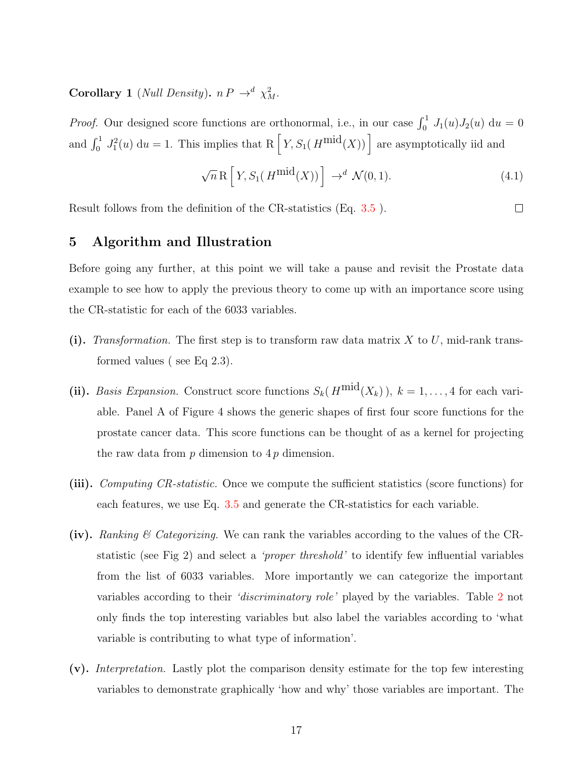**Corollary 1** (*Null Density*). $n\,P \rightarrow^d \chi^2_M$.

*Proof.* Our designed score functions are orthonormal, i.e., in our case $\int_0^1 J_1(u)J_2(u)\,\mathrm{d}u = 0$ and $\int_0^1 J_1^2(u)\,\mathrm{d}u = 1$. This implies that $\mathrm{R}\left[Y, S_1(\,H^{\mathrm{mid}}(X))\right]$ are asymptotically iid and

$$\sqrt{n}\,\mathrm{R}\left[Y, S_1(\,H^{\mathrm{mid}}(X))\right] \rightarrow^d \mathcal{N}(0,1). \tag{4.1}$$

Result follows from the definition of the CR-statistics (Eq. 3.5 ). □

## 5 Algorithm and Illustration

Before going any further, at this point we will take a pause and revisit the Prostate data example to see how to apply the previous theory to come up with an importance score using the CR-statistic for each of the 6033 variables.

**(i).** *Transformation.* The first step is to transform raw data matrix $X$ to $U$, mid-rank transformed values ( see Eq 2.3).

**(ii).** *Basis Expansion.* Construct score functions $S_k(\,H^{\mathrm{mid}}(X_k)\,),\ k = 1,\ldots,4$ for each variable. Panel A of Figure 4 shows the generic shapes of first four score functions for the prostate cancer data. This score functions can be thought of as a kernel for projecting the raw data from $p$ dimension to $4\,p$ dimension.

**(iii).** *Computing CR-statistic.* Once we compute the sufficient statistics (score functions) for each features, we use Eq. 3.5 and generate the CR-statistics for each variable.

**(iv).** *Ranking & Categorizing.* We can rank the variables according to the values of the CR-statistic (see Fig 2) and select a *'proper threshold'* to identify few influential variables from the list of 6033 variables. More importantly we can categorize the important variables according to their *'discriminatory role'* played by the variables. Table 2 not only finds the top interesting variables but also label the variables according to 'what variable is contributing to what type of information'.

**(v).** *Interpretation.* Lastly plot the comparison density estimate for the top few interesting variables to demonstrate graphically 'how and why' those variables are important. The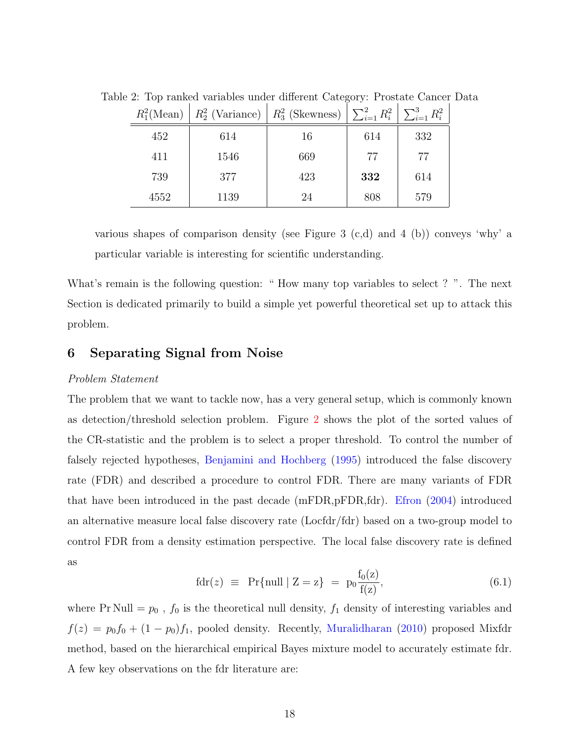Table 2: Top ranked variables under different Category: Prostate Cancer Data

| $R_1^2$(Mean) | $R_2^2$ (Variance) | $R_3^2$ (Skewness) | $\sum_{i=1}^2 R_i^2$ | $\sum_{i=1}^3 R_i^2$ |
|---|---|---|---|---|
| 452 | 614 | 16 | 614 | 332 |
| 411 | 1546 | 669 | 77 | 77 |
| 739 | 377 | 423 | **332** | 614 |
| 4552 | 1139 | 24 | 808 | 579 |

various shapes of comparison density (see Figure 3 (c,d) and 4 (b)) conveys 'why' a particular variable is interesting for scientific understanding.

What's remain is the following question: " How many top variables to select ? ". The next Section is dedicated primarily to build a simple yet powerful theoretical set up to attack this problem.

## 6 Separating Signal from Noise

*Problem Statement*

The problem that we want to tackle now, has a very general setup, which is commonly known as detection/threshold selection problem. Figure 2 shows the plot of the sorted values of the CR-statistic and the problem is to select a proper threshold. To control the number of falsely rejected hypotheses, Benjamini and Hochberg (1995) introduced the false discovery rate (FDR) and described a procedure to control FDR. There are many variants of FDR that have been introduced in the past decade (mFDR,pFDR,fdr). Efron (2004) introduced an alternative measure local false discovery rate (Locfdr/fdr) based on a two-group model to control FDR from a density estimation perspective. The local false discovery rate is defined as

$$\mathrm{fdr}(z) \;\equiv\; \Pr\{\mathrm{null} \mid \mathrm{Z} = \mathrm{z}\} \;=\; \mathrm{p}_0 \frac{\mathrm{f}_0(\mathrm{z})}{\mathrm{f}(\mathrm{z})}, \tag{6.1}$$

where $\Pr \mathrm{Null} = p_0$ , $f_0$ is the theoretical null density, $f_1$ density of interesting variables and $f(z) = p_0 f_0 + (1 - p_0) f_1$, pooled density. Recently, Muralidharan (2010) proposed Mixfdr method, based on the hierarchical empirical Bayes mixture model to accurately estimate fdr. A few key observations on the fdr literature are: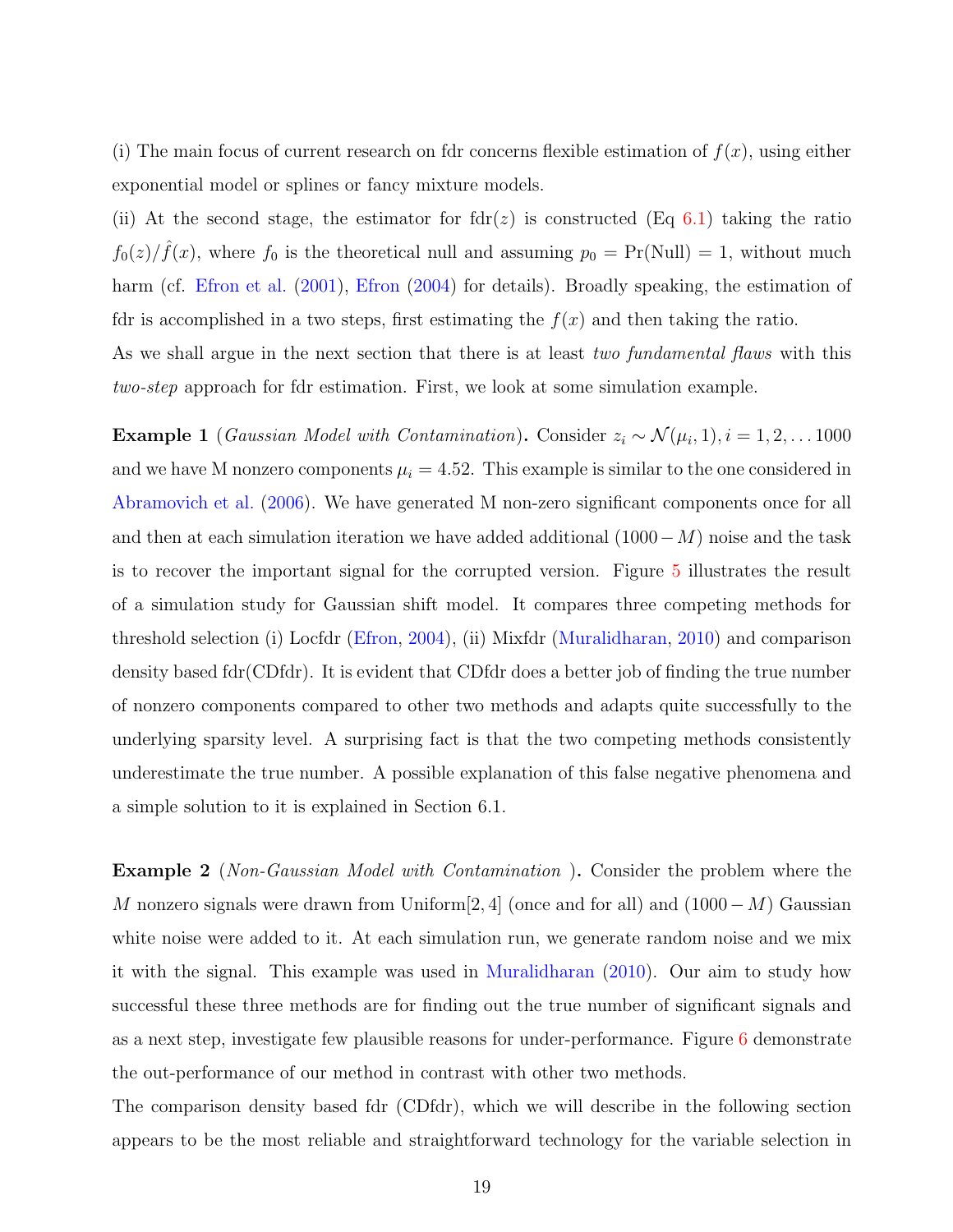(i) The main focus of current research on fdr concerns flexible estimation of $f(x)$, using either exponential model or splines or fancy mixture models.

(ii) At the second stage, the estimator for $\text{fdr}(z)$ is constructed (Eq 6.1) taking the ratio $f_0(z)/\hat{f}(x)$, where $f_0$ is the theoretical null and assuming $p_0 = \Pr(\text{Null}) = 1$, without much harm (cf. Efron et al. (2001), Efron (2004) for details). Broadly speaking, the estimation of fdr is accomplished in a two steps, first estimating the $f(x)$ and then taking the ratio.

As we shall argue in the next section that there is at least *two fundamental flaws* with this *two-step* approach for fdr estimation. First, we look at some simulation example.

**Example 1** (*Gaussian Model with Contamination*)**.** Consider $z_i \sim \mathcal{N}(\mu_i, 1), i = 1, 2, \ldots 1000$ and we have M nonzero components $\mu_i = 4.52$. This example is similar to the one considered in Abramovich et al. (2006). We have generated M non-zero significant components once for all and then at each simulation iteration we have added additional $(1000 - M)$ noise and the task is to recover the important signal for the corrupted version. Figure 5 illustrates the result of a simulation study for Gaussian shift model. It compares three competing methods for threshold selection (i) Locfdr (Efron, 2004), (ii) Mixfdr (Muralidharan, 2010) and comparison density based fdr(CDfdr). It is evident that CDfdr does a better job of finding the true number of nonzero components compared to other two methods and adapts quite successfully to the underlying sparsity level. A surprising fact is that the two competing methods consistently underestimate the true number. A possible explanation of this false negative phenomena and a simple solution to it is explained in Section 6.1.

**Example 2** (*Non-Gaussian Model with Contamination* )**.** Consider the problem where the $M$ nonzero signals were drawn from Uniform$[2, 4]$ (once and for all) and $(1000 - M)$ Gaussian white noise were added to it. At each simulation run, we generate random noise and we mix it with the signal. This example was used in Muralidharan (2010). Our aim to study how successful these three methods are for finding out the true number of significant signals and as a next step, investigate few plausible reasons for under-performance. Figure 6 demonstrate the out-performance of our method in contrast with other two methods.

The comparison density based fdr (CDfdr), which we will describe in the following section appears to be the most reliable and straightforward technology for the variable selection in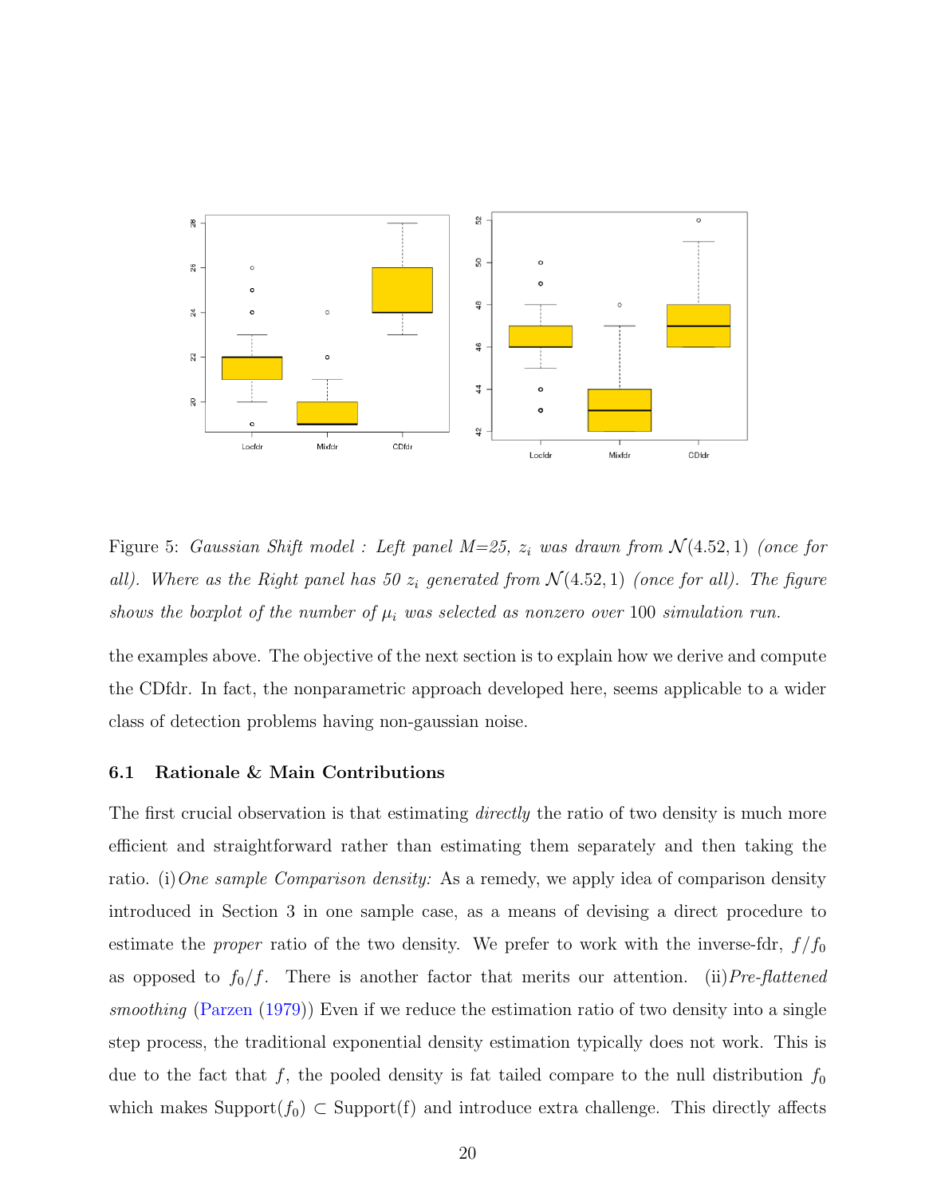Figure 5: *Gaussian Shift model : Left panel M=25, $z_i$ was drawn from $\mathcal{N}(4.52, 1)$ (once for all). Where as the Right panel has 50 $z_i$ generated from $\mathcal{N}(4.52, 1)$ (once for all). The figure shows the boxplot of the number of $\mu_i$ was selected as nonzero over* 100 *simulation run.*

the examples above. The objective of the next section is to explain how we derive and compute the CDfdr. In fact, the nonparametric approach developed here, seems applicable to a wider class of detection problems having non-gaussian noise.

### 6.1 Rationale & Main Contributions

The first crucial observation is that estimating *directly* the ratio of two density is much more efficient and straightforward rather than estimating them separately and then taking the ratio. (i)*One sample Comparison density:* As a remedy, we apply idea of comparison density introduced in Section 3 in one sample case, as a means of devising a direct procedure to estimate the *proper* ratio of the two density. We prefer to work with the inverse-fdr, $f/f_0$ as opposed to $f_0/f$. There is another factor that merits our attention. (ii)*Pre-flattened smoothing* (Parzen (1979)) Even if we reduce the estimation ratio of two density into a single step process, the traditional exponential density estimation typically does not work. This is due to the fact that $f$, the pooled density is fat tailed compare to the null distribution $f_0$ which makes Support($f_0$) $\subset$ Support(f) and introduce extra challenge. This directly affects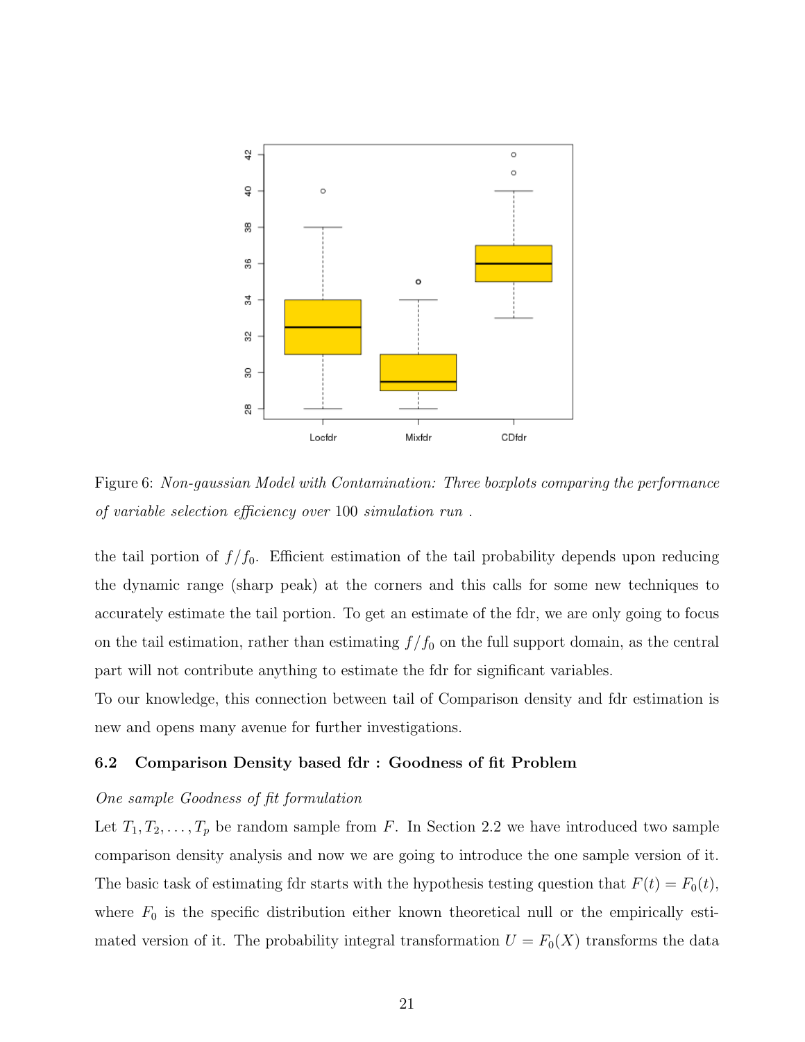Figure 6: *Non-gaussian Model with Contamination: Three boxplots comparing the performance of variable selection efficiency over* 100 *simulation run* .

the tail portion of $f/f_0$. Efficient estimation of the tail probability depends upon reducing the dynamic range (sharp peak) at the corners and this calls for some new techniques to accurately estimate the tail portion. To get an estimate of the fdr, we are only going to focus on the tail estimation, rather than estimating $f/f_0$ on the full support domain, as the central part will not contribute anything to estimate the fdr for significant variables.

To our knowledge, this connection between tail of Comparison density and fdr estimation is new and opens many avenue for further investigations.

### 6.2 Comparison Density based fdr : Goodness of fit Problem

*One sample Goodness of fit formulation*

Let $T_1, T_2, \ldots, T_p$ be random sample from $F$. In Section 2.2 we have introduced two sample comparison density analysis and now we are going to introduce the one sample version of it. The basic task of estimating fdr starts with the hypothesis testing question that $F(t) = F_0(t)$, where $F_0$ is the specific distribution either known theoretical null or the empirically estimated version of it. The probability integral transformation $U = F_0(X)$ transforms the data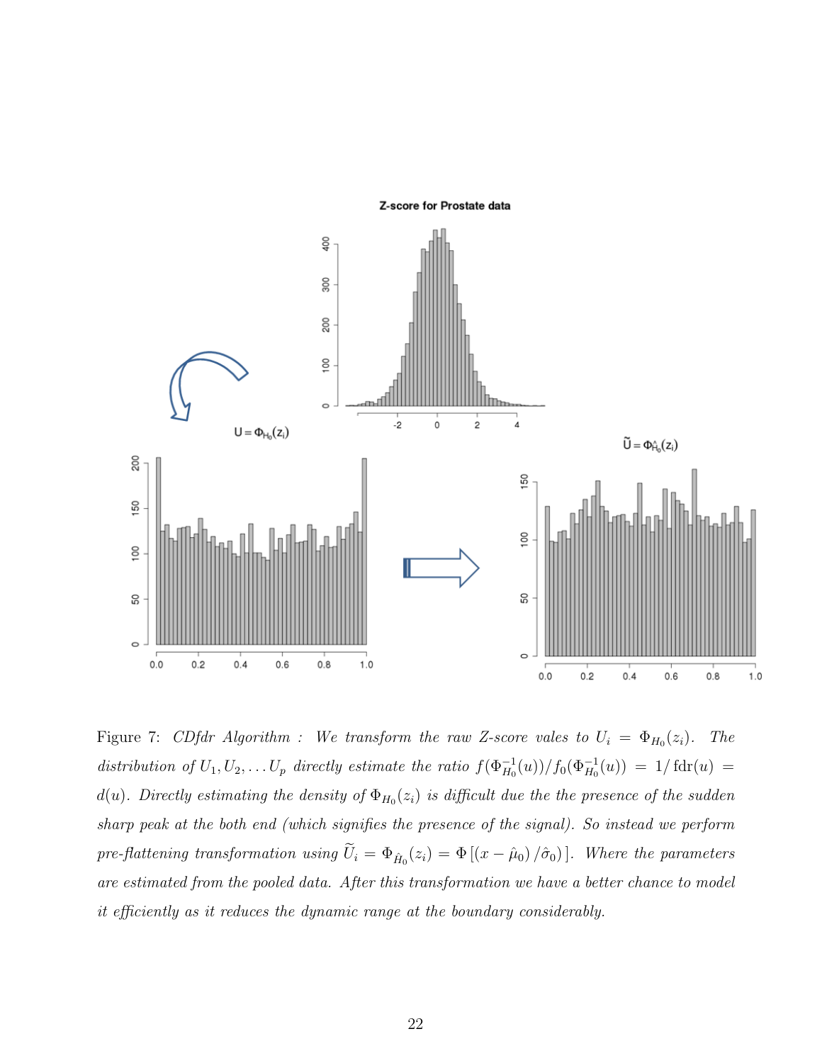Figure 7: *CDfdr Algorithm : We transform the raw Z-score vales to $U_i = \Phi_{H_0}(z_i)$. The distribution of $U_1, U_2, \ldots U_p$ directly estimate the ratio $f(\Phi_{H_0}^{-1}(u))/f_0(\Phi_{H_0}^{-1}(u)) = 1/\,\mathrm{fdr}(u) = d(u)$. Directly estimating the density of $\Phi_{H_0}(z_i)$ is difficult due the the presence of the sudden sharp peak at the both end (which signifies the presence of the signal). So instead we perform pre-flattening transformation using $\widetilde{U}_i = \Phi_{\hat{H}_0}(z_i) = \Phi\left[(x - \hat{\mu}_0)/\hat{\sigma}_0\right]$. Where the parameters are estimated from the pooled data. After this transformation we have a better chance to model it efficiently as it reduces the dynamic range at the boundary considerably.*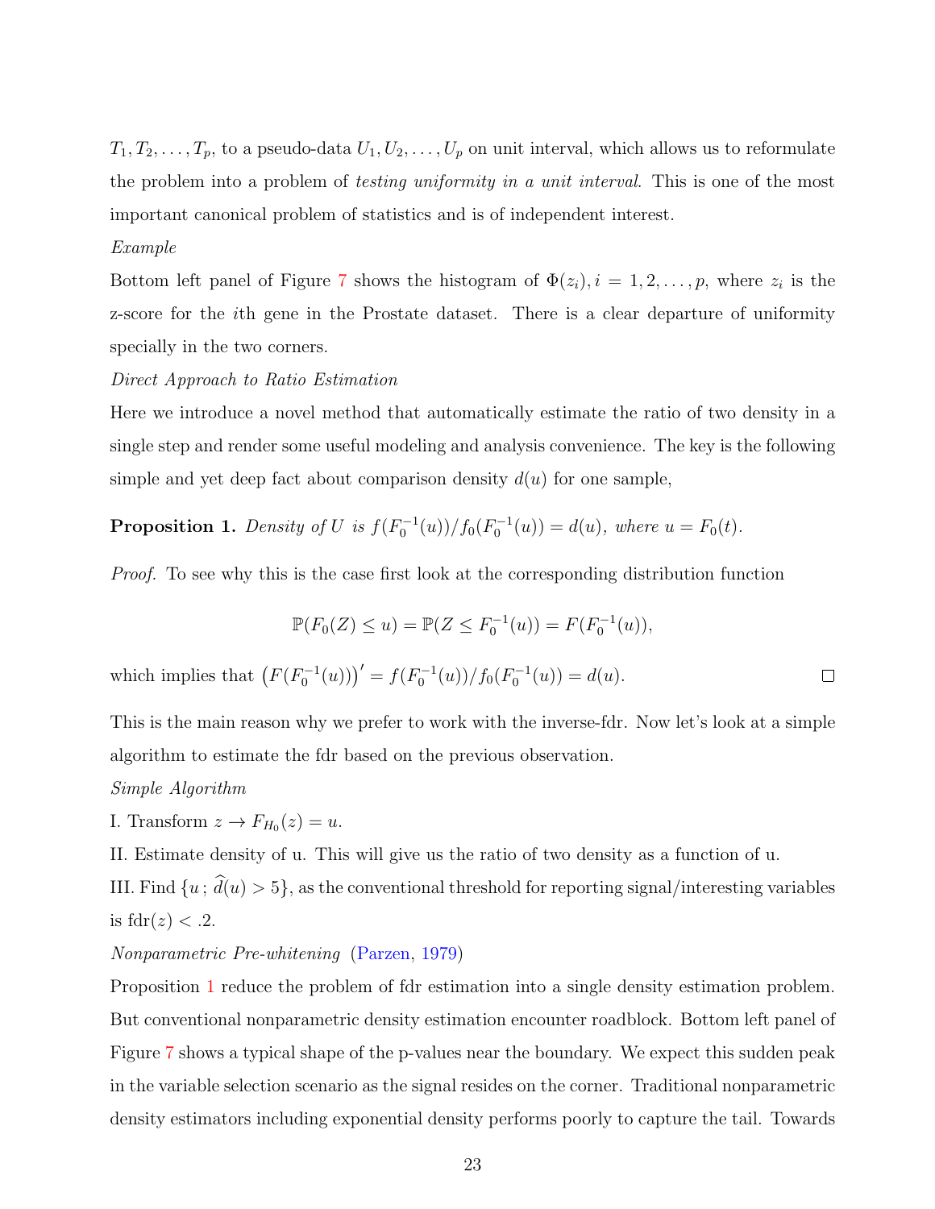$T_1, T_2, \ldots, T_p$, to a pseudo-data $U_1, U_2, \ldots, U_p$ on unit interval, which allows us to reformulate the problem into a problem of *testing uniformity in a unit interval*. This is one of the most important canonical problem of statistics and is of independent interest.

*Example*

Bottom left panel of Figure 7 shows the histogram of $\Phi(z_i), i = 1, 2, \ldots, p$, where $z_i$ is the z-score for the $i$th gene in the Prostate dataset. There is a clear departure of uniformity specially in the two corners.

*Direct Approach to Ratio Estimation*

Here we introduce a novel method that automatically estimate the ratio of two density in a single step and render some useful modeling and analysis convenience. The key is the following simple and yet deep fact about comparison density $d(u)$ for one sample,

**Proposition 1.** *Density of $U$ is $f(F_0^{-1}(u))/f_0(F_0^{-1}(u)) = d(u)$, where $u = F_0(t)$.*

*Proof.* To see why this is the case first look at the corresponding distribution function

$$\mathbb{P}(F_0(Z) \leq u) = \mathbb{P}(Z \leq F_0^{-1}(u)) = F(F_0^{-1}(u)),$$

which implies that $\left(F(F_0^{-1}(u))\right)' = f(F_0^{-1}(u))/f_0(F_0^{-1}(u)) = d(u)$. □

This is the main reason why we prefer to work with the inverse-fdr. Now let's look at a simple algorithm to estimate the fdr based on the previous observation.

*Simple Algorithm*

I. Transform $z \to F_{H_0}(z) = u$.

II. Estimate density of u. This will give us the ratio of two density as a function of u.

III. Find $\{u\,;\,\widehat{d}(u) > 5\}$, as the conventional threshold for reporting signal/interesting variables is $\text{fdr}(z) < .2$.

*Nonparametric Pre-whitening* (Parzen, 1979)

Proposition 1 reduce the problem of fdr estimation into a single density estimation problem. But conventional nonparametric density estimation encounter roadblock. Bottom left panel of Figure 7 shows a typical shape of the p-values near the boundary. We expect this sudden peak in the variable selection scenario as the signal resides on the corner. Traditional nonparametric density estimators including exponential density performs poorly to capture the tail. Towards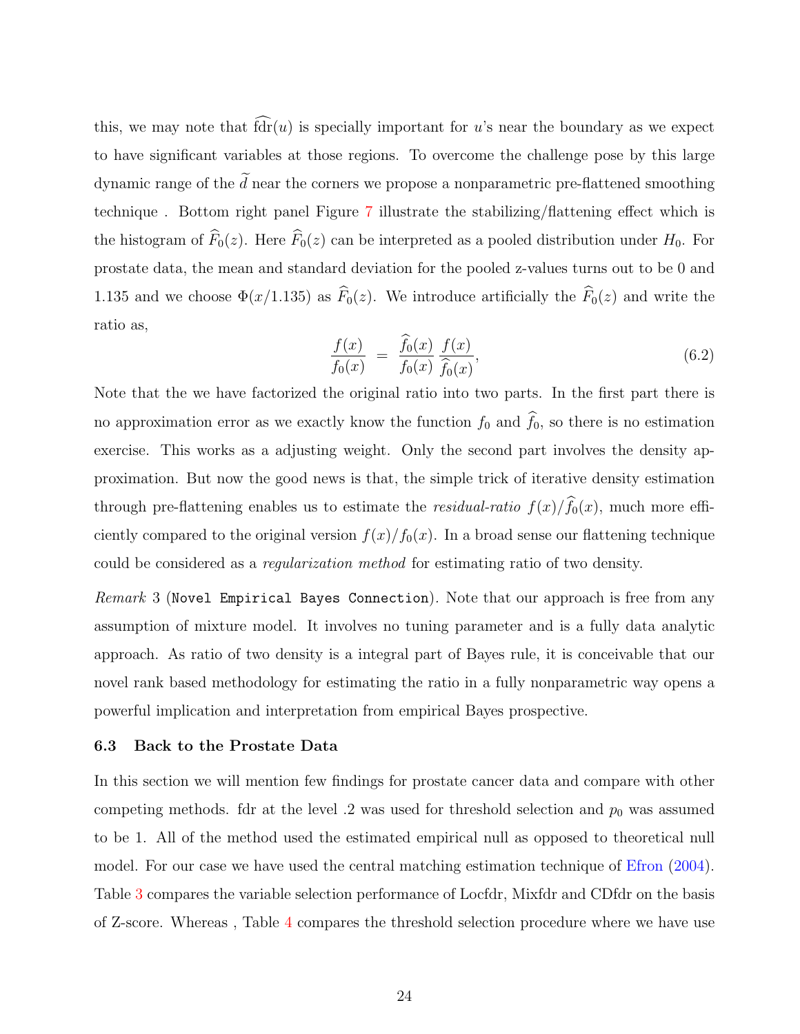this, we may note that $\widehat{\text{fdr}}(u)$ is specially important for $u$'s near the boundary as we expect to have significant variables at those regions. To overcome the challenge pose by this large dynamic range of the $\widetilde{d}$ near the corners we propose a nonparametric pre-flattened smoothing technique . Bottom right panel Figure 7 illustrate the stabilizing/flattening effect which is the histogram of $\widehat{F}_0(z)$. Here $\widehat{F}_0(z)$ can be interpreted as a pooled distribution under $H_0$. For prostate data, the mean and standard deviation for the pooled z-values turns out to be 0 and 1.135 and we choose $\Phi(x/1.135)$ as $\widehat{F}_0(z)$. We introduce artificially the $\widehat{F}_0(z)$ and write the ratio as,

$$\frac{f(x)}{f_0(x)} \;=\; \frac{\widehat{f}_0(x)}{f_0(x)}\,\frac{f(x)}{\widehat{f}_0(x)}, \tag{6.2}$$

Note that the we have factorized the original ratio into two parts. In the first part there is no approximation error as we exactly know the function $f_0$ and $\widehat{f}_0$, so there is no estimation exercise. This works as a adjusting weight. Only the second part involves the density approximation. But now the good news is that, the simple trick of iterative density estimation through pre-flattening enables us to estimate the *residual-ratio* $f(x)/\widehat{f}_0(x)$, much more efficiently compared to the original version $f(x)/f_0(x)$. In a broad sense our flattening technique could be considered as a *regularization method* for estimating ratio of two density.

*Remark* 3 (`Novel Empirical Bayes Connection`). Note that our approach is free from any assumption of mixture model. It involves no tuning parameter and is a fully data analytic approach. As ratio of two density is a integral part of Bayes rule, it is conceivable that our novel rank based methodology for estimating the ratio in a fully nonparametric way opens a powerful implication and interpretation from empirical Bayes prospective.

### 6.3 Back to the Prostate Data

In this section we will mention few findings for prostate cancer data and compare with other competing methods. fdr at the level .2 was used for threshold selection and $p_0$ was assumed to be 1. All of the method used the estimated empirical null as opposed to theoretical null model. For our case we have used the central matching estimation technique of Efron (2004). Table 3 compares the variable selection performance of Locfdr, Mixfdr and CDfdr on the basis of Z-score. Whereas , Table 4 compares the threshold selection procedure where we have use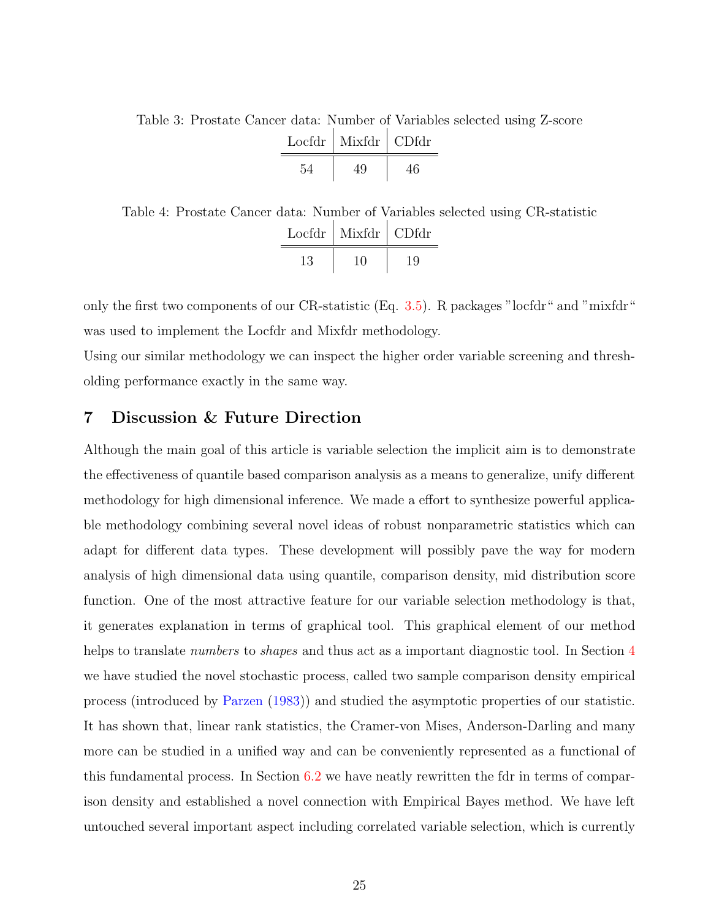Table 3: Prostate Cancer data: Number of Variables selected using Z-score

| Locfdr | Mixfdr | CDfdr |
|---|---|---|
| 54 | 49 | 46 |

Table 4: Prostate Cancer data: Number of Variables selected using CR-statistic

| Locfdr | Mixfdr | CDfdr |
|---|---|---|
| 13 | 10 | 19 |

only the first two components of our CR-statistic (Eq. 3.5). R packages "locfdr" and "mixfdr" was used to implement the Locfdr and Mixfdr methodology.

Using our similar methodology we can inspect the higher order variable screening and thresholding performance exactly in the same way.

## 7 Discussion & Future Direction

Although the main goal of this article is variable selection the implicit aim is to demonstrate the effectiveness of quantile based comparison analysis as a means to generalize, unify different methodology for high dimensional inference. We made a effort to synthesize powerful applicable methodology combining several novel ideas of robust nonparametric statistics which can adapt for different data types. These development will possibly pave the way for modern analysis of high dimensional data using quantile, comparison density, mid distribution score function. One of the most attractive feature for our variable selection methodology is that, it generates explanation in terms of graphical tool. This graphical element of our method helps to translate *numbers* to *shapes* and thus act as a important diagnostic tool. In Section 4 we have studied the novel stochastic process, called two sample comparison density empirical process (introduced by Parzen (1983)) and studied the asymptotic properties of our statistic. It has shown that, linear rank statistics, the Cramer-von Mises, Anderson-Darling and many more can be studied in a unified way and can be conveniently represented as a functional of this fundamental process. In Section 6.2 we have neatly rewritten the fdr in terms of comparison density and established a novel connection with Empirical Bayes method. We have left untouched several important aspect including correlated variable selection, which is currently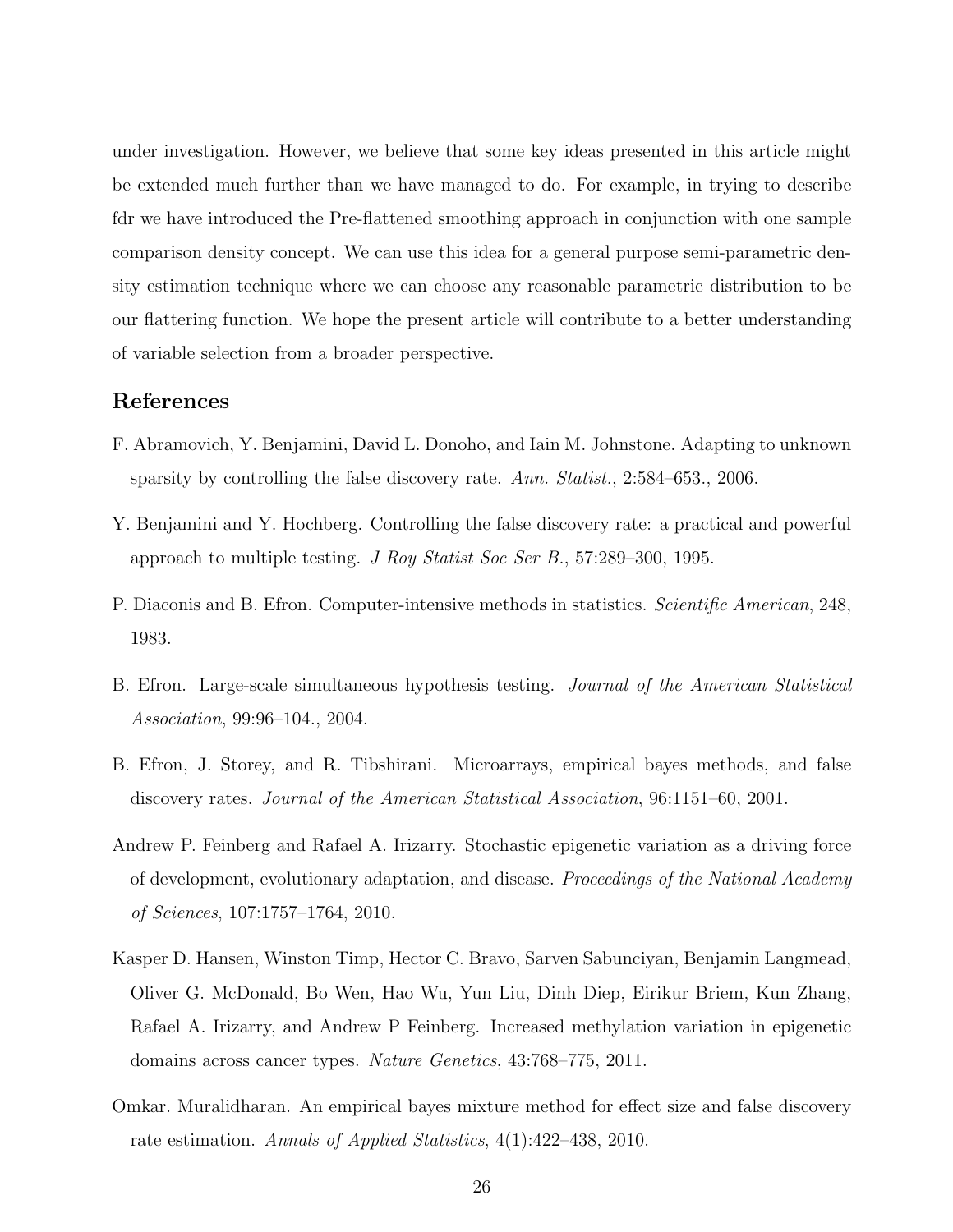under investigation. However, we believe that some key ideas presented in this article might be extended much further than we have managed to do. For example, in trying to describe fdr we have introduced the Pre-flattened smoothing approach in conjunction with one sample comparison density concept. We can use this idea for a general purpose semi-parametric density estimation technique where we can choose any reasonable parametric distribution to be our flattering function. We hope the present article will contribute to a better understanding of variable selection from a broader perspective.

## References

F. Abramovich, Y. Benjamini, David L. Donoho, and Iain M. Johnstone. Adapting to unknown sparsity by controlling the false discovery rate. *Ann. Statist.*, 2:584–653., 2006.

Y. Benjamini and Y. Hochberg. Controlling the false discovery rate: a practical and powerful approach to multiple testing. *J Roy Statist Soc Ser B.*, 57:289–300, 1995.

P. Diaconis and B. Efron. Computer-intensive methods in statistics. *Scientific American*, 248, 1983.

B. Efron. Large-scale simultaneous hypothesis testing. *Journal of the American Statistical Association*, 99:96–104., 2004.

B. Efron, J. Storey, and R. Tibshirani. Microarrays, empirical bayes methods, and false discovery rates. *Journal of the American Statistical Association*, 96:1151–60, 2001.

Andrew P. Feinberg and Rafael A. Irizarry. Stochastic epigenetic variation as a driving force of development, evolutionary adaptation, and disease. *Proceedings of the National Academy of Sciences*, 107:1757–1764, 2010.

Kasper D. Hansen, Winston Timp, Hector C. Bravo, Sarven Sabunciyan, Benjamin Langmead, Oliver G. McDonald, Bo Wen, Hao Wu, Yun Liu, Dinh Diep, Eirikur Briem, Kun Zhang, Rafael A. Irizarry, and Andrew P Feinberg. Increased methylation variation in epigenetic domains across cancer types. *Nature Genetics*, 43:768–775, 2011.

Omkar. Muralidharan. An empirical bayes mixture method for effect size and false discovery rate estimation. *Annals of Applied Statistics*, 4(1):422–438, 2010.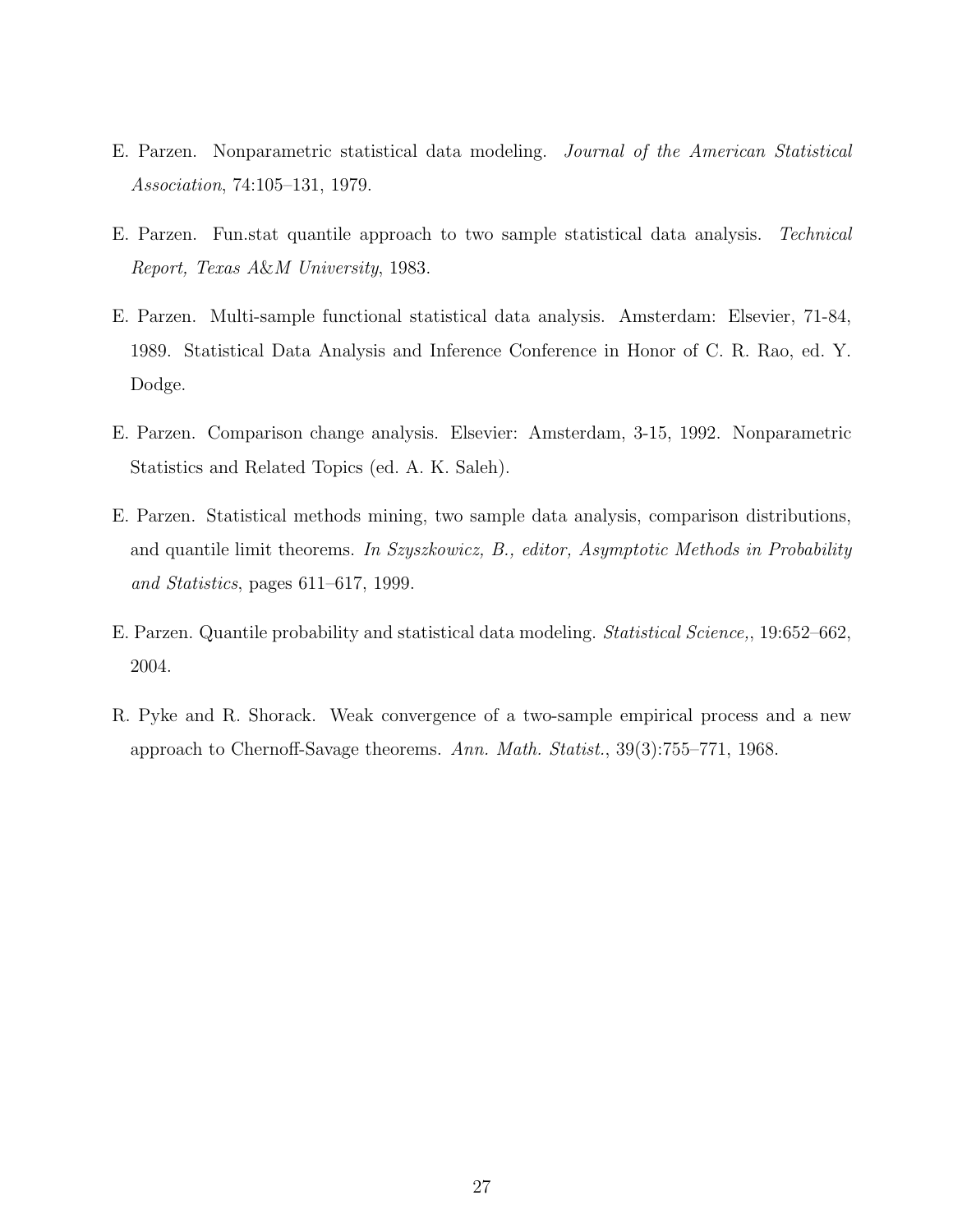E. Parzen. Nonparametric statistical data modeling. *Journal of the American Statistical Association*, 74:105–131, 1979.

E. Parzen. Fun.stat quantile approach to two sample statistical data analysis. *Technical Report, Texas A&M University*, 1983.

E. Parzen. Multi-sample functional statistical data analysis. Amsterdam: Elsevier, 71-84, 1989. Statistical Data Analysis and Inference Conference in Honor of C. R. Rao, ed. Y. Dodge.

E. Parzen. Comparison change analysis. Elsevier: Amsterdam, 3-15, 1992. Nonparametric Statistics and Related Topics (ed. A. K. Saleh).

E. Parzen. Statistical methods mining, two sample data analysis, comparison distributions, and quantile limit theorems. *In Szyszkowicz, B., editor, Asymptotic Methods in Probability and Statistics*, pages 611–617, 1999.

E. Parzen. Quantile probability and statistical data modeling. *Statistical Science,*, 19:652–662, 2004.

R. Pyke and R. Shorack. Weak convergence of a two-sample empirical process and a new approach to Chernoff-Savage theorems. *Ann. Math. Statist.*, 39(3):755–771, 1968.